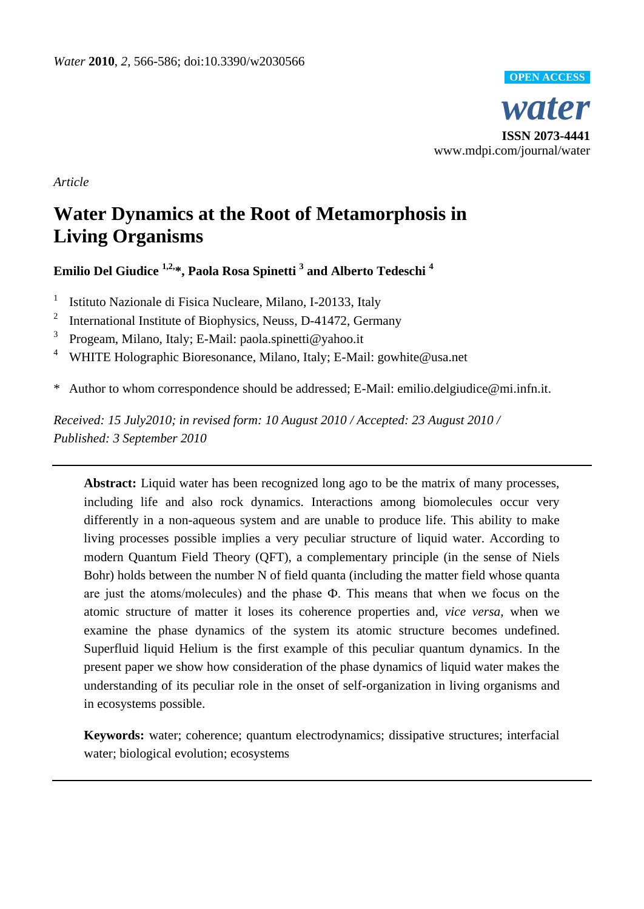*Article*

# Water Dynamics at the Root of Metamorphosis in Living Organisms

**Emilio Del Giudice [1,2,*], Paola Rosa Spinetti [3] and Alberto Tedeschi [4]**

1. Istituto Nazionale di Fisica Nucleare, Milano, I-20133, Italy
2. International Institute of Biophysics, Neuss, D-41472, Germany
3. Progeam, Milano, Italy; E-Mail: paola.spinetti@yahoo.it
4. WHITE Holographic Bioresonance, Milano, Italy; E-Mail: gowhite@usa.net

\* Author to whom correspondence should be addressed; E-Mail: emilio.delgiudice@mi.infn.it.

*Received: 15 July2010; in revised form: 10 August 2010 / Accepted: 23 August 2010 / Published: 3 September 2010*

---

**Abstract:** Liquid water has been recognized long ago to be the matrix of many processes, including life and also rock dynamics. Interactions among biomolecules occur very differently in a non-aqueous system and are unable to produce life. This ability to make living processes possible implies a very peculiar structure of liquid water. According to modern Quantum Field Theory (QFT), a complementary principle (in the sense of Niels Bohr) holds between the number N of field quanta (including the matter field whose quanta are just the atoms/molecules) and the phase Φ. This means that when we focus on the atomic structure of matter it loses its coherence properties and, *vice versa*, when we examine the phase dynamics of the system its atomic structure becomes undefined. Superfluid liquid Helium is the first example of this peculiar quantum dynamics. In the present paper we show how consideration of the phase dynamics of liquid water makes the understanding of its peculiar role in the onset of self-organization in living organisms and in ecosystems possible.

**Keywords:** water; coherence; quantum electrodynamics; dissipative structures; interfacial water; biological evolution; ecosystems

---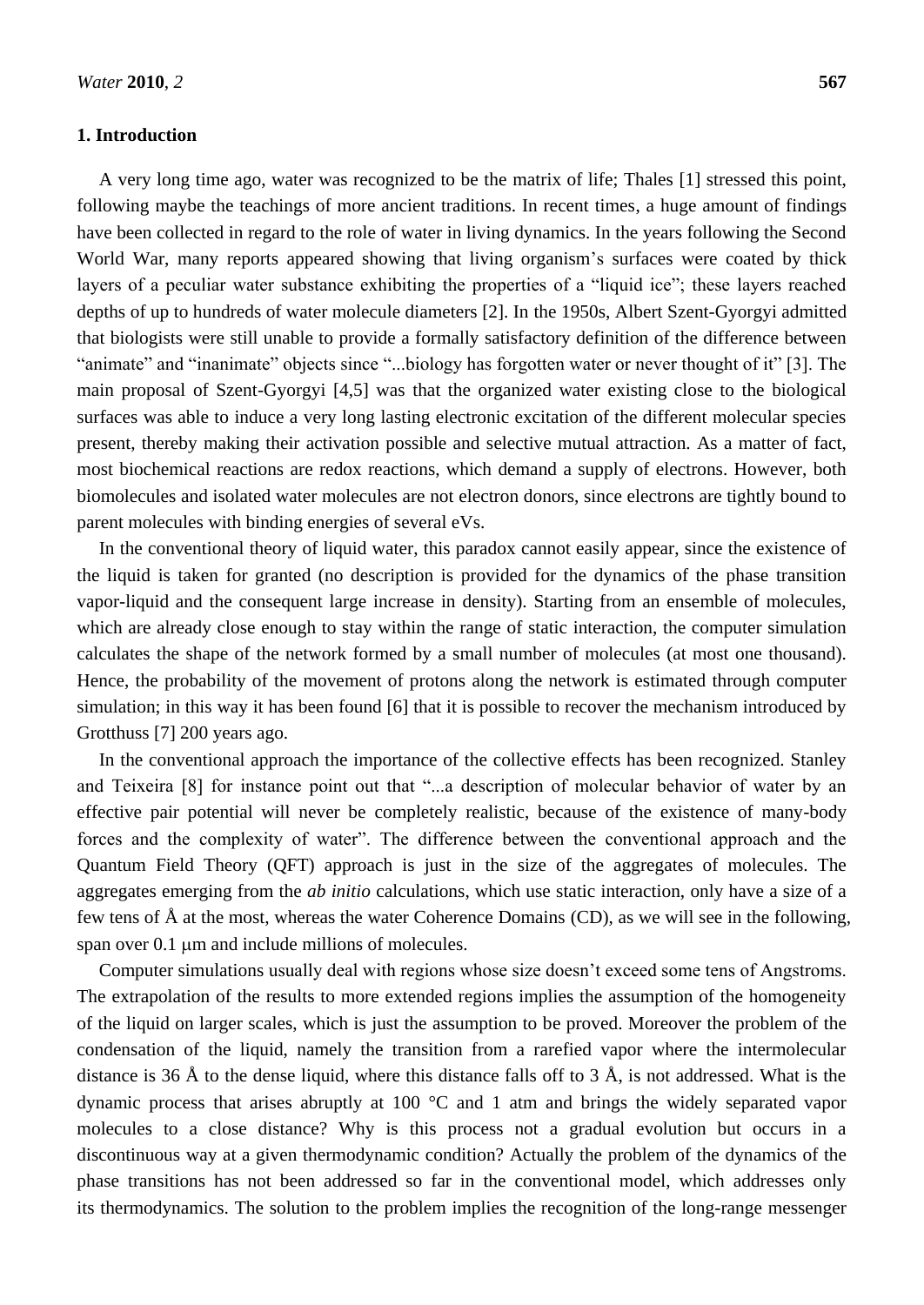## 1. Introduction

A very long time ago, water was recognized to be the matrix of life; Thales [1] stressed this point, following maybe the teachings of more ancient traditions. In recent times, a huge amount of findings have been collected in regard to the role of water in living dynamics. In the years following the Second World War, many reports appeared showing that living organism's surfaces were coated by thick layers of a peculiar water substance exhibiting the properties of a "liquid ice"; these layers reached depths of up to hundreds of water molecule diameters [2]. In the 1950s, Albert Szent-Gyorgyi admitted that biologists were still unable to provide a formally satisfactory definition of the difference between "animate" and "inanimate" objects since "...biology has forgotten water or never thought of it" [3]. The main proposal of Szent-Gyorgyi [4,5] was that the organized water existing close to the biological surfaces was able to induce a very long lasting electronic excitation of the different molecular species present, thereby making their activation possible and selective mutual attraction. As a matter of fact, most biochemical reactions are redox reactions, which demand a supply of electrons. However, both biomolecules and isolated water molecules are not electron donors, since electrons are tightly bound to parent molecules with binding energies of several eVs.

In the conventional theory of liquid water, this paradox cannot easily appear, since the existence of the liquid is taken for granted (no description is provided for the dynamics of the phase transition vapor-liquid and the consequent large increase in density). Starting from an ensemble of molecules, which are already close enough to stay within the range of static interaction, the computer simulation calculates the shape of the network formed by a small number of molecules (at most one thousand). Hence, the probability of the movement of protons along the network is estimated through computer simulation; in this way it has been found [6] that it is possible to recover the mechanism introduced by Grotthuss [7] 200 years ago.

In the conventional approach the importance of the collective effects has been recognized. Stanley and Teixeira [8] for instance point out that "...a description of molecular behavior of water by an effective pair potential will never be completely realistic, because of the existence of many-body forces and the complexity of water". The difference between the conventional approach and the Quantum Field Theory (QFT) approach is just in the size of the aggregates of molecules. The aggregates emerging from the *ab initio* calculations, which use static interaction, only have a size of a few tens of Å at the most, whereas the water Coherence Domains (CD), as we will see in the following, span over 0.1 μm and include millions of molecules.

Computer simulations usually deal with regions whose size doesn't exceed some tens of Angstroms. The extrapolation of the results to more extended regions implies the assumption of the homogeneity of the liquid on larger scales, which is just the assumption to be proved. Moreover the problem of the condensation of the liquid, namely the transition from a rarefied vapor where the intermolecular distance is 36 Å to the dense liquid, where this distance falls off to 3 Å, is not addressed. What is the dynamic process that arises abruptly at 100 °C and 1 atm and brings the widely separated vapor molecules to a close distance? Why is this process not a gradual evolution but occurs in a discontinuous way at a given thermodynamic condition? Actually the problem of the dynamics of the phase transitions has not been addressed so far in the conventional model, which addresses only its thermodynamics. The solution to the problem implies the recognition of the long-range messenger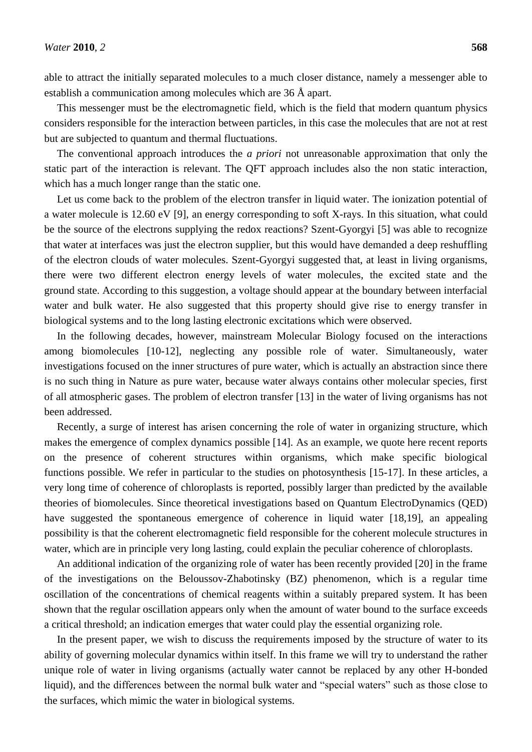able to attract the initially separated molecules to a much closer distance, namely a messenger able to establish a communication among molecules which are 36 Å apart.

This messenger must be the electromagnetic field, which is the field that modern quantum physics considers responsible for the interaction between particles, in this case the molecules that are not at rest but are subjected to quantum and thermal fluctuations.

The conventional approach introduces the *a priori* not unreasonable approximation that only the static part of the interaction is relevant. The QFT approach includes also the non static interaction, which has a much longer range than the static one.

Let us come back to the problem of the electron transfer in liquid water. The ionization potential of a water molecule is 12.60 eV [9], an energy corresponding to soft X-rays. In this situation, what could be the source of the electrons supplying the redox reactions? Szent-Gyorgyi [5] was able to recognize that water at interfaces was just the electron supplier, but this would have demanded a deep reshuffling of the electron clouds of water molecules. Szent-Gyorgyi suggested that, at least in living organisms, there were two different electron energy levels of water molecules, the excited state and the ground state. According to this suggestion, a voltage should appear at the boundary between interfacial water and bulk water. He also suggested that this property should give rise to energy transfer in biological systems and to the long lasting electronic excitations which were observed.

In the following decades, however, mainstream Molecular Biology focused on the interactions among biomolecules [10-12], neglecting any possible role of water. Simultaneously, water investigations focused on the inner structures of pure water, which is actually an abstraction since there is no such thing in Nature as pure water, because water always contains other molecular species, first of all atmospheric gases. The problem of electron transfer [13] in the water of living organisms has not been addressed.

Recently, a surge of interest has arisen concerning the role of water in organizing structure, which makes the emergence of complex dynamics possible [14]. As an example, we quote here recent reports on the presence of coherent structures within organisms, which make specific biological functions possible. We refer in particular to the studies on photosynthesis [15-17]. In these articles, a very long time of coherence of chloroplasts is reported, possibly larger than predicted by the available theories of biomolecules. Since theoretical investigations based on Quantum ElectroDynamics (QED) have suggested the spontaneous emergence of coherence in liquid water [18,19], an appealing possibility is that the coherent electromagnetic field responsible for the coherent molecule structures in water, which are in principle very long lasting, could explain the peculiar coherence of chloroplasts.

An additional indication of the organizing role of water has been recently provided [20] in the frame of the investigations on the Beloussov-Zhabotinsky (BZ) phenomenon, which is a regular time oscillation of the concentrations of chemical reagents within a suitably prepared system. It has been shown that the regular oscillation appears only when the amount of water bound to the surface exceeds a critical threshold; an indication emerges that water could play the essential organizing role.

In the present paper, we wish to discuss the requirements imposed by the structure of water to its ability of governing molecular dynamics within itself. In this frame we will try to understand the rather unique role of water in living organisms (actually water cannot be replaced by any other H-bonded liquid), and the differences between the normal bulk water and "special waters" such as those close to the surfaces, which mimic the water in biological systems.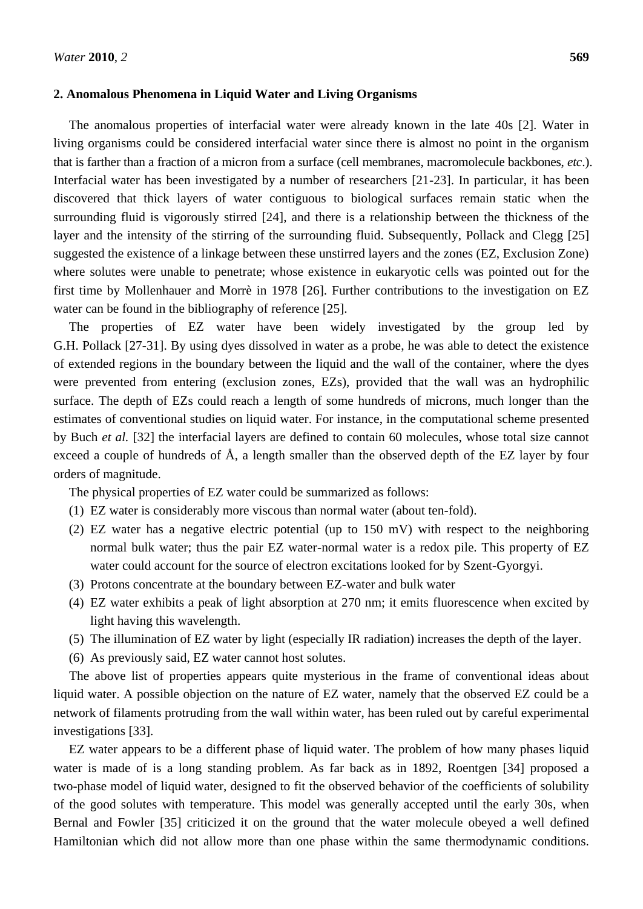## 2. Anomalous Phenomena in Liquid Water and Living Organisms

The anomalous properties of interfacial water were already known in the late 40s [2]. Water in living organisms could be considered interfacial water since there is almost no point in the organism that is farther than a fraction of a micron from a surface (cell membranes, macromolecule backbones, *etc*.). Interfacial water has been investigated by a number of researchers [21-23]. In particular, it has been discovered that thick layers of water contiguous to biological surfaces remain static when the surrounding fluid is vigorously stirred [24], and there is a relationship between the thickness of the layer and the intensity of the stirring of the surrounding fluid. Subsequently, Pollack and Clegg [25] suggested the existence of a linkage between these unstirred layers and the zones (EZ, Exclusion Zone) where solutes were unable to penetrate; whose existence in eukaryotic cells was pointed out for the first time by Mollenhauer and Morrè in 1978 [26]. Further contributions to the investigation on EZ water can be found in the bibliography of reference [25].

The properties of EZ water have been widely investigated by the group led by G.H. Pollack [27-31]. By using dyes dissolved in water as a probe, he was able to detect the existence of extended regions in the boundary between the liquid and the wall of the container, where the dyes were prevented from entering (exclusion zones, EZs), provided that the wall was an hydrophilic surface. The depth of EZs could reach a length of some hundreds of microns, much longer than the estimates of conventional studies on liquid water. For instance, in the computational scheme presented by Buch *et al.* [32] the interfacial layers are defined to contain 60 molecules, whose total size cannot exceed a couple of hundreds of Å, a length smaller than the observed depth of the EZ layer by four orders of magnitude.

The physical properties of EZ water could be summarized as follows:

1. EZ water is considerably more viscous than normal water (about ten-fold).
2. EZ water has a negative electric potential (up to 150 mV) with respect to the neighboring normal bulk water; thus the pair EZ water-normal water is a redox pile. This property of EZ water could account for the source of electron excitations looked for by Szent-Gyorgyi.
3. Protons concentrate at the boundary between EZ-water and bulk water
4. EZ water exhibits a peak of light absorption at 270 nm; it emits fluorescence when excited by light having this wavelength.
5. The illumination of EZ water by light (especially IR radiation) increases the depth of the layer.
6. As previously said, EZ water cannot host solutes.

The above list of properties appears quite mysterious in the frame of conventional ideas about liquid water. A possible objection on the nature of EZ water, namely that the observed EZ could be a network of filaments protruding from the wall within water, has been ruled out by careful experimental investigations [33].

EZ water appears to be a different phase of liquid water. The problem of how many phases liquid water is made of is a long standing problem. As far back as in 1892, Roentgen [34] proposed a two-phase model of liquid water, designed to fit the observed behavior of the coefficients of solubility of the good solutes with temperature. This model was generally accepted until the early 30s, when Bernal and Fowler [35] criticized it on the ground that the water molecule obeyed a well defined Hamiltonian which did not allow more than one phase within the same thermodynamic conditions.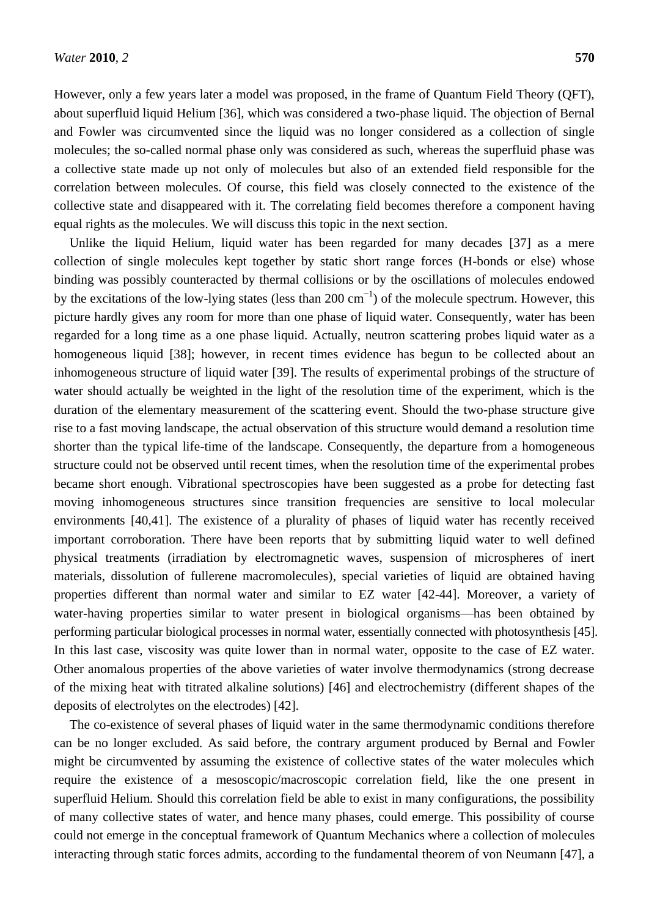However, only a few years later a model was proposed, in the frame of Quantum Field Theory (QFT), about superfluid liquid Helium [36], which was considered a two-phase liquid. The objection of Bernal and Fowler was circumvented since the liquid was no longer considered as a collection of single molecules; the so-called normal phase only was considered as such, whereas the superfluid phase was a collective state made up not only of molecules but also of an extended field responsible for the correlation between molecules. Of course, this field was closely connected to the existence of the collective state and disappeared with it. The correlating field becomes therefore a component having equal rights as the molecules. We will discuss this topic in the next section.

Unlike the liquid Helium, liquid water has been regarded for many decades [37] as a mere collection of single molecules kept together by static short range forces (H-bonds or else) whose binding was possibly counteracted by thermal collisions or by the oscillations of molecules endowed by the excitations of the low-lying states (less than 200 $cm^{-1}$) of the molecule spectrum. However, this picture hardly gives any room for more than one phase of liquid water. Consequently, water has been regarded for a long time as a one phase liquid. Actually, neutron scattering probes liquid water as a homogeneous liquid [38]; however, in recent times evidence has begun to be collected about an inhomogeneous structure of liquid water [39]. The results of experimental probings of the structure of water should actually be weighted in the light of the resolution time of the experiment, which is the duration of the elementary measurement of the scattering event. Should the two-phase structure give rise to a fast moving landscape, the actual observation of this structure would demand a resolution time shorter than the typical life-time of the landscape. Consequently, the departure from a homogeneous structure could not be observed until recent times, when the resolution time of the experimental probes became short enough. Vibrational spectroscopies have been suggested as a probe for detecting fast moving inhomogeneous structures since transition frequencies are sensitive to local molecular environments [40,41]. The existence of a plurality of phases of liquid water has recently received important corroboration. There have been reports that by submitting liquid water to well defined physical treatments (irradiation by electromagnetic waves, suspension of microspheres of inert materials, dissolution of fullerene macromolecules), special varieties of liquid are obtained having properties different than normal water and similar to EZ water [42-44]. Moreover, a variety of water-having properties similar to water present in biological organisms—has been obtained by performing particular biological processes in normal water, essentially connected with photosynthesis [45]. In this last case, viscosity was quite lower than in normal water, opposite to the case of EZ water. Other anomalous properties of the above varieties of water involve thermodynamics (strong decrease of the mixing heat with titrated alkaline solutions) [46] and electrochemistry (different shapes of the deposits of electrolytes on the electrodes) [42].

The co-existence of several phases of liquid water in the same thermodynamic conditions therefore can be no longer excluded. As said before, the contrary argument produced by Bernal and Fowler might be circumvented by assuming the existence of collective states of the water molecules which require the existence of a mesoscopic/macroscopic correlation field, like the one present in superfluid Helium. Should this correlation field be able to exist in many configurations, the possibility of many collective states of water, and hence many phases, could emerge. This possibility of course could not emerge in the conceptual framework of Quantum Mechanics where a collection of molecules interacting through static forces admits, according to the fundamental theorem of von Neumann [47], a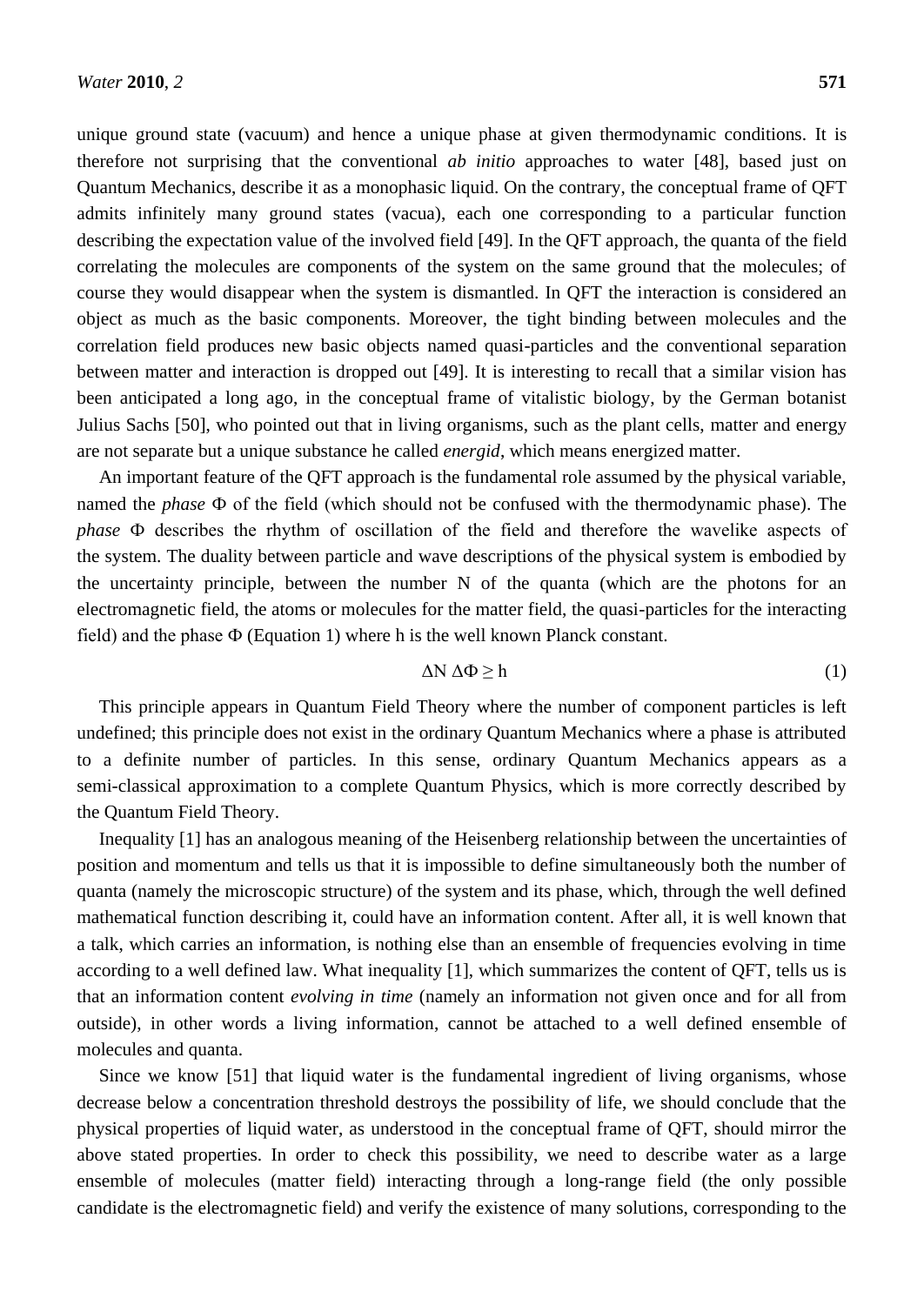unique ground state (vacuum) and hence a unique phase at given thermodynamic conditions. It is therefore not surprising that the conventional *ab initio* approaches to water [48], based just on Quantum Mechanics, describe it as a monophasic liquid. On the contrary, the conceptual frame of QFT admits infinitely many ground states (vacua), each one corresponding to a particular function describing the expectation value of the involved field [49]. In the QFT approach, the quanta of the field correlating the molecules are components of the system on the same ground that the molecules; of course they would disappear when the system is dismantled. In QFT the interaction is considered an object as much as the basic components. Moreover, the tight binding between molecules and the correlation field produces new basic objects named quasi-particles and the conventional separation between matter and interaction is dropped out [49]. It is interesting to recall that a similar vision has been anticipated a long ago, in the conceptual frame of vitalistic biology, by the German botanist Julius Sachs [50], who pointed out that in living organisms, such as the plant cells, matter and energy are not separate but a unique substance he called *energid*, which means energized matter.

An important feature of the QFT approach is the fundamental role assumed by the physical variable, named the *phase* $\Phi$ of the field (which should not be confused with the thermodynamic phase). The *phase* $\Phi$ describes the rhythm of oscillation of the field and therefore the wavelike aspects of the system. The duality between particle and wave descriptions of the physical system is embodied by the uncertainty principle, between the number N of the quanta (which are the photons for an electromagnetic field, the atoms or molecules for the matter field, the quasi-particles for the interacting field) and the phase $\Phi$ (Equation 1) where h is the well known Planck constant.

$$\Delta N \, \Delta \Phi \geq h \tag{1}$$

This principle appears in Quantum Field Theory where the number of component particles is left undefined; this principle does not exist in the ordinary Quantum Mechanics where a phase is attributed to a definite number of particles. In this sense, ordinary Quantum Mechanics appears as a semi-classical approximation to a complete Quantum Physics, which is more correctly described by the Quantum Field Theory.

Inequality [1] has an analogous meaning of the Heisenberg relationship between the uncertainties of position and momentum and tells us that it is impossible to define simultaneously both the number of quanta (namely the microscopic structure) of the system and its phase, which, through the well defined mathematical function describing it, could have an information content. After all, it is well known that a talk, which carries an information, is nothing else than an ensemble of frequencies evolving in time according to a well defined law. What inequality [1], which summarizes the content of QFT, tells us is that an information content *evolving in time* (namely an information not given once and for all from outside), in other words a living information, cannot be attached to a well defined ensemble of molecules and quanta.

Since we know [51] that liquid water is the fundamental ingredient of living organisms, whose decrease below a concentration threshold destroys the possibility of life, we should conclude that the physical properties of liquid water, as understood in the conceptual frame of QFT, should mirror the above stated properties. In order to check this possibility, we need to describe water as a large ensemble of molecules (matter field) interacting through a long-range field (the only possible candidate is the electromagnetic field) and verify the existence of many solutions, corresponding to the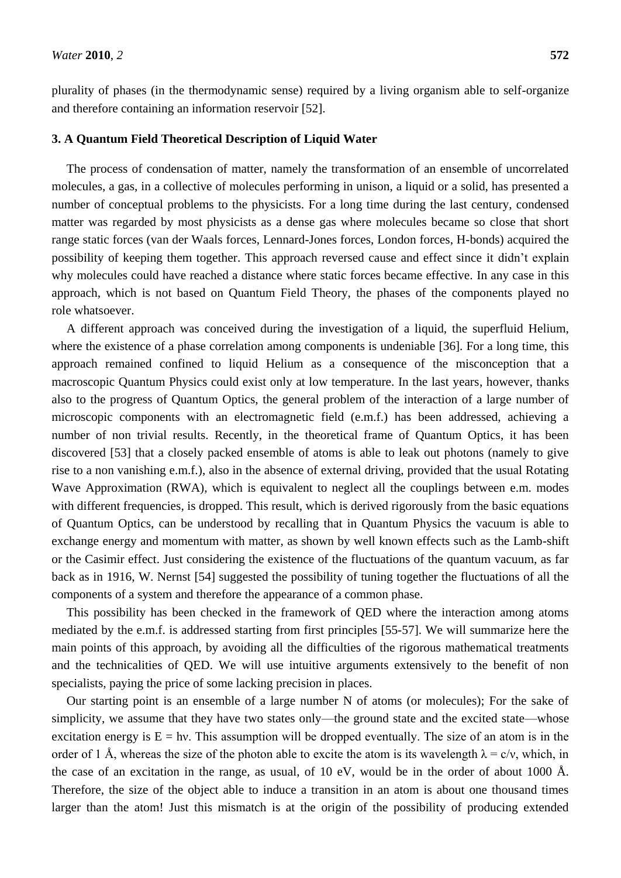plurality of phases (in the thermodynamic sense) required by a living organism able to self-organize and therefore containing an information reservoir [52].

### 3. A Quantum Field Theoretical Description of Liquid Water

The process of condensation of matter, namely the transformation of an ensemble of uncorrelated molecules, a gas, in a collective of molecules performing in unison, a liquid or a solid, has presented a number of conceptual problems to the physicists. For a long time during the last century, condensed matter was regarded by most physicists as a dense gas where molecules became so close that short range static forces (van der Waals forces, Lennard-Jones forces, London forces, H-bonds) acquired the possibility of keeping them together. This approach reversed cause and effect since it didn't explain why molecules could have reached a distance where static forces became effective. In any case in this approach, which is not based on Quantum Field Theory, the phases of the components played no role whatsoever.

A different approach was conceived during the investigation of a liquid, the superfluid Helium, where the existence of a phase correlation among components is undeniable [36]. For a long time, this approach remained confined to liquid Helium as a consequence of the misconception that a macroscopic Quantum Physics could exist only at low temperature. In the last years, however, thanks also to the progress of Quantum Optics, the general problem of the interaction of a large number of microscopic components with an electromagnetic field (e.m.f.) has been addressed, achieving a number of non trivial results. Recently, in the theoretical frame of Quantum Optics, it has been discovered [53] that a closely packed ensemble of atoms is able to leak out photons (namely to give rise to a non vanishing e.m.f.), also in the absence of external driving, provided that the usual Rotating Wave Approximation (RWA), which is equivalent to neglect all the couplings between e.m. modes with different frequencies, is dropped. This result, which is derived rigorously from the basic equations of Quantum Optics, can be understood by recalling that in Quantum Physics the vacuum is able to exchange energy and momentum with matter, as shown by well known effects such as the Lamb-shift or the Casimir effect. Just considering the existence of the fluctuations of the quantum vacuum, as far back as in 1916, W. Nernst [54] suggested the possibility of tuning together the fluctuations of all the components of a system and therefore the appearance of a common phase.

This possibility has been checked in the framework of QED where the interaction among atoms mediated by the e.m.f. is addressed starting from first principles [55-57]. We will summarize here the main points of this approach, by avoiding all the difficulties of the rigorous mathematical treatments and the technicalities of QED. We will use intuitive arguments extensively to the benefit of non specialists, paying the price of some lacking precision in places.

Our starting point is an ensemble of a large number N of atoms (or molecules); For the sake of simplicity, we assume that they have two states only—the ground state and the excited state—whose excitation energy is $E = h\nu$. This assumption will be dropped eventually. The size of an atom is in the order of 1 Å, whereas the size of the photon able to excite the atom is its wavelength $\lambda = c/\nu$, which, in the case of an excitation in the range, as usual, of 10 eV, would be in the order of about 1000 Å. Therefore, the size of the object able to induce a transition in an atom is about one thousand times larger than the atom! Just this mismatch is at the origin of the possibility of producing extended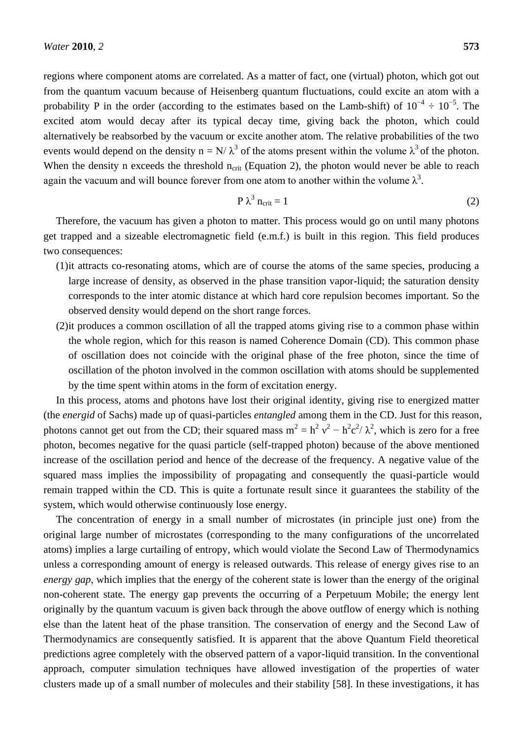regions where component atoms are correlated. As a matter of fact, one (virtual) photon, which got out from the quantum vacuum because of Heisenberg quantum fluctuations, could excite an atom with a probability P in the order (according to the estimates based on the Lamb-shift) of $10^{-4} \div 10^{-5}$. The excited atom would decay after its typical decay time, giving back the photon, which could alternatively be reabsorbed by the vacuum or excite another atom. The relative probabilities of the two events would depend on the density $n = N/\lambda^3$ of the atoms present within the volume $\lambda^3$ of the photon. When the density n exceeds the threshold $n_{crit}$ (Equation 2), the photon would never be able to reach again the vacuum and will bounce forever from one atom to another within the volume $\lambda^3$.

$$P\,\lambda^3\,n_{crit} = 1 \quad (2)$$

Therefore, the vacuum has given a photon to matter. This process would go on until many photons get trapped and a sizeable electromagnetic field (e.m.f.) is built in this region. This field produces two consequences:

(1) it attracts co-resonating atoms, which are of course the atoms of the same species, producing a large increase of density, as observed in the phase transition vapor-liquid; the saturation density corresponds to the inter atomic distance at which hard core repulsion becomes important. So the observed density would depend on the short range forces.

(2) it produces a common oscillation of all the trapped atoms giving rise to a common phase within the whole region, which for this reason is named Coherence Domain (CD). This common phase of oscillation does not coincide with the original phase of the free photon, since the time of oscillation of the photon involved in the common oscillation with atoms should be supplemented by the time spent within atoms in the form of excitation energy.

In this process, atoms and photons have lost their original identity, giving rise to energized matter (the *energid* of Sachs) made up of quasi-particles *entangled* among them in the CD. Just for this reason, photons cannot get out from the CD; their squared mass $m^2 = h^2\nu^2 - h^2c^2/\lambda^2$, which is zero for a free photon, becomes negative for the quasi particle (self-trapped photon) because of the above mentioned increase of the oscillation period and hence of the decrease of the frequency. A negative value of the squared mass implies the impossibility of propagating and consequently the quasi-particle would remain trapped within the CD. This is quite a fortunate result since it guarantees the stability of the system, which would otherwise continuously lose energy.

The concentration of energy in a small number of microstates (in principle just one) from the original large number of microstates (corresponding to the many configurations of the uncorrelated atoms) implies a large curtailing of entropy, which would violate the Second Law of Thermodynamics unless a corresponding amount of energy is released outwards. This release of energy gives rise to an *energy gap*, which implies that the energy of the coherent state is lower than the energy of the original non-coherent state. The energy gap prevents the occurring of a Perpetuum Mobile; the energy lent originally by the quantum vacuum is given back through the above outflow of energy which is nothing else than the latent heat of the phase transition. The conservation of energy and the Second Law of Thermodynamics are consequently satisfied. It is apparent that the above Quantum Field theoretical predictions agree completely with the observed pattern of a vapor-liquid transition. In the conventional approach, computer simulation techniques have allowed investigation of the properties of water clusters made up of a small number of molecules and their stability [58]. In these investigations, it has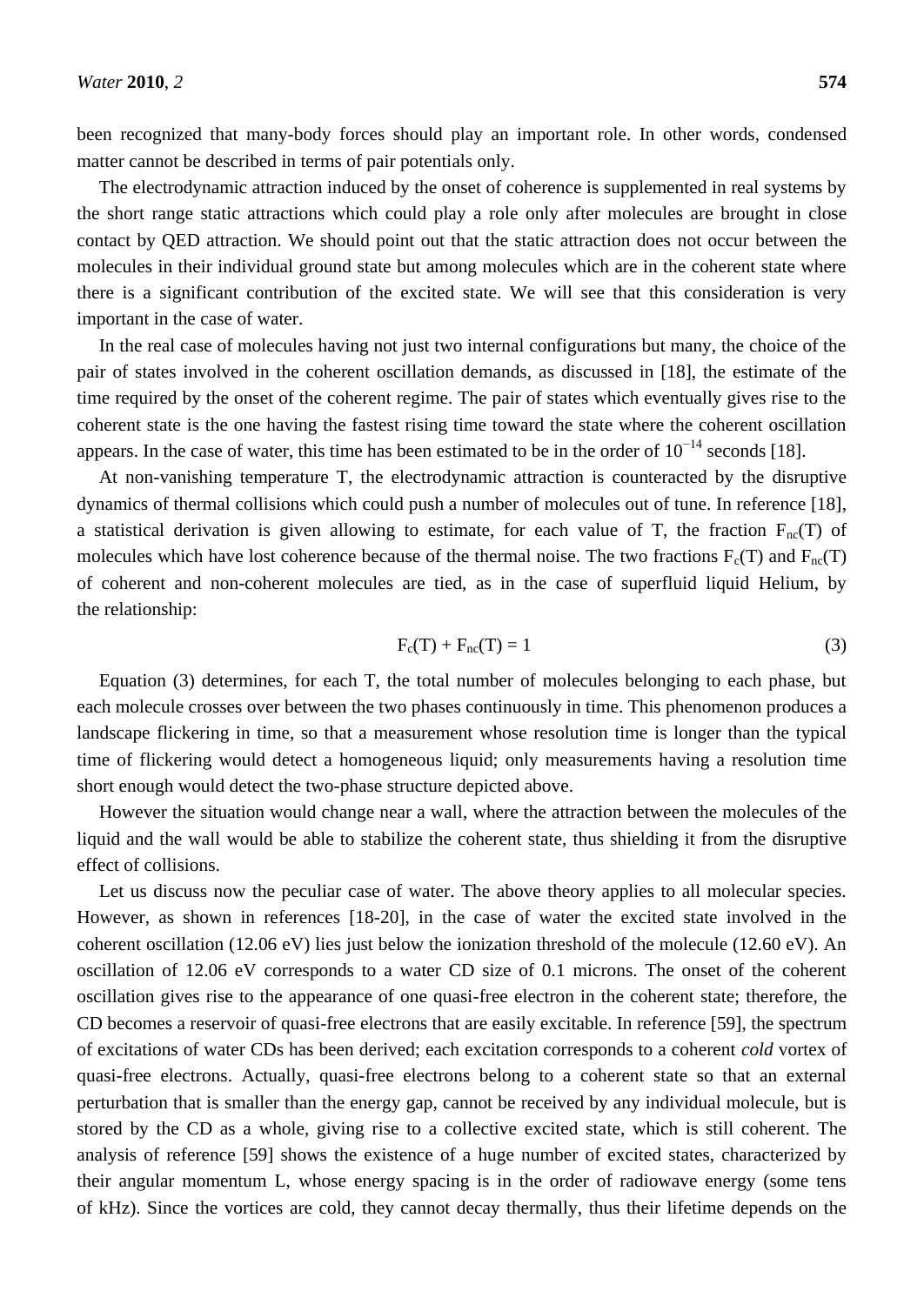been recognized that many-body forces should play an important role. In other words, condensed matter cannot be described in terms of pair potentials only.

The electrodynamic attraction induced by the onset of coherence is supplemented in real systems by the short range static attractions which could play a role only after molecules are brought in close contact by QED attraction. We should point out that the static attraction does not occur between the molecules in their individual ground state but among molecules which are in the coherent state where there is a significant contribution of the excited state. We will see that this consideration is very important in the case of water.

In the real case of molecules having not just two internal configurations but many, the choice of the pair of states involved in the coherent oscillation demands, as discussed in [18], the estimate of the time required by the onset of the coherent regime. The pair of states which eventually gives rise to the coherent state is the one having the fastest rising time toward the state where the coherent oscillation appears. In the case of water, this time has been estimated to be in the order of $10^{-14}$ seconds [18].

At non-vanishing temperature T, the electrodynamic attraction is counteracted by the disruptive dynamics of thermal collisions which could push a number of molecules out of tune. In reference [18], a statistical derivation is given allowing to estimate, for each value of T, the fraction $F_{nc}(T)$ of molecules which have lost coherence because of the thermal noise. The two fractions $F_c(T)$ and $F_{nc}(T)$ of coherent and non-coherent molecules are tied, as in the case of superfluid liquid Helium, by the relationship:

$$F_c(T) + F_{nc}(T) = 1 \tag{3}$$

Equation (3) determines, for each T, the total number of molecules belonging to each phase, but each molecule crosses over between the two phases continuously in time. This phenomenon produces a landscape flickering in time, so that a measurement whose resolution time is longer than the typical time of flickering would detect a homogeneous liquid; only measurements having a resolution time short enough would detect the two-phase structure depicted above.

However the situation would change near a wall, where the attraction between the molecules of the liquid and the wall would be able to stabilize the coherent state, thus shielding it from the disruptive effect of collisions.

Let us discuss now the peculiar case of water. The above theory applies to all molecular species. However, as shown in references [18-20], in the case of water the excited state involved in the coherent oscillation (12.06 eV) lies just below the ionization threshold of the molecule (12.60 eV). An oscillation of 12.06 eV corresponds to a water CD size of 0.1 microns. The onset of the coherent oscillation gives rise to the appearance of one quasi-free electron in the coherent state; therefore, the CD becomes a reservoir of quasi-free electrons that are easily excitable. In reference [59], the spectrum of excitations of water CDs has been derived; each excitation corresponds to a coherent *cold* vortex of quasi-free electrons. Actually, quasi-free electrons belong to a coherent state so that an external perturbation that is smaller than the energy gap, cannot be received by any individual molecule, but is stored by the CD as a whole, giving rise to a collective excited state, which is still coherent. The analysis of reference [59] shows the existence of a huge number of excited states, characterized by their angular momentum L, whose energy spacing is in the order of radiowave energy (some tens of kHz). Since the vortices are cold, they cannot decay thermally, thus their lifetime depends on the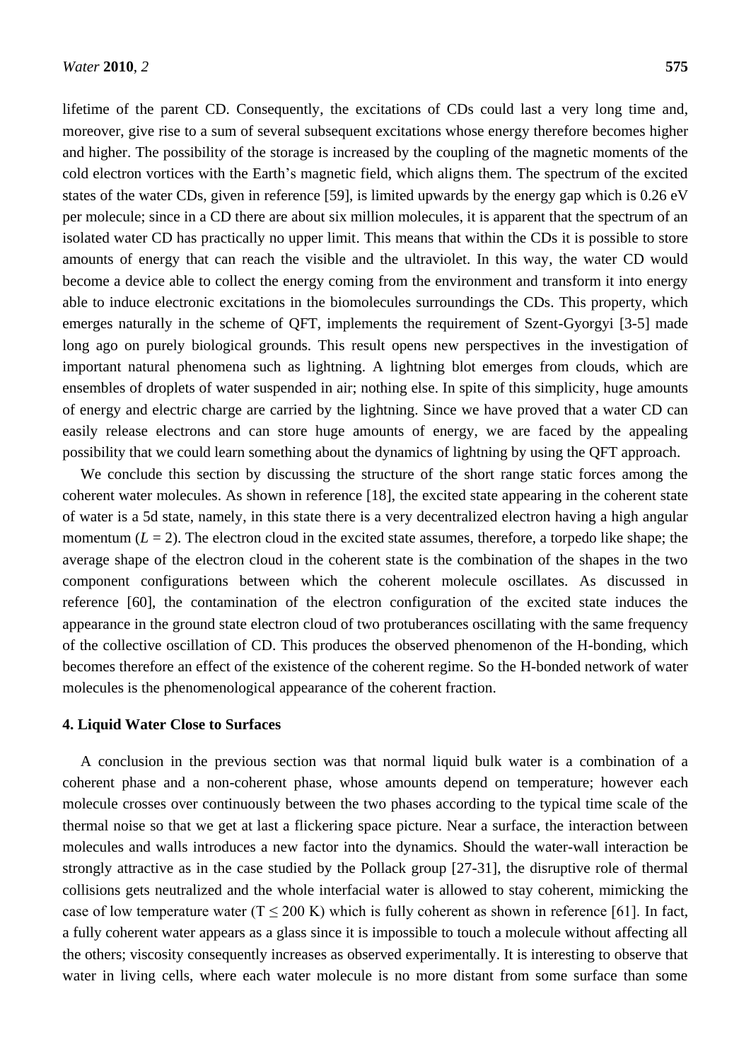lifetime of the parent CD. Consequently, the excitations of CDs could last a very long time and, moreover, give rise to a sum of several subsequent excitations whose energy therefore becomes higher and higher. The possibility of the storage is increased by the coupling of the magnetic moments of the cold electron vortices with the Earth's magnetic field, which aligns them. The spectrum of the excited states of the water CDs, given in reference [59], is limited upwards by the energy gap which is 0.26 eV per molecule; since in a CD there are about six million molecules, it is apparent that the spectrum of an isolated water CD has practically no upper limit. This means that within the CDs it is possible to store amounts of energy that can reach the visible and the ultraviolet. In this way, the water CD would become a device able to collect the energy coming from the environment and transform it into energy able to induce electronic excitations in the biomolecules surroundings the CDs. This property, which emerges naturally in the scheme of QFT, implements the requirement of Szent-Gyorgyi [3-5] made long ago on purely biological grounds. This result opens new perspectives in the investigation of important natural phenomena such as lightning. A lightning blot emerges from clouds, which are ensembles of droplets of water suspended in air; nothing else. In spite of this simplicity, huge amounts of energy and electric charge are carried by the lightning. Since we have proved that a water CD can easily release electrons and can store huge amounts of energy, we are faced by the appealing possibility that we could learn something about the dynamics of lightning by using the QFT approach.

We conclude this section by discussing the structure of the short range static forces among the coherent water molecules. As shown in reference [18], the excited state appearing in the coherent state of water is a 5d state, namely, in this state there is a very decentralized electron having a high angular momentum ($L = 2$). The electron cloud in the excited state assumes, therefore, a torpedo like shape; the average shape of the electron cloud in the coherent state is the combination of the shapes in the two component configurations between which the coherent molecule oscillates. As discussed in reference [60], the contamination of the electron configuration of the excited state induces the appearance in the ground state electron cloud of two protuberances oscillating with the same frequency of the collective oscillation of CD. This produces the observed phenomenon of the H-bonding, which becomes therefore an effect of the existence of the coherent regime. So the H-bonded network of water molecules is the phenomenological appearance of the coherent fraction.

## 4. Liquid Water Close to Surfaces

A conclusion in the previous section was that normal liquid bulk water is a combination of a coherent phase and a non-coherent phase, whose amounts depend on temperature; however each molecule crosses over continuously between the two phases according to the typical time scale of the thermal noise so that we get at last a flickering space picture. Near a surface, the interaction between molecules and walls introduces a new factor into the dynamics. Should the water-wall interaction be strongly attractive as in the case studied by the Pollack group [27-31], the disruptive role of thermal collisions gets neutralized and the whole interfacial water is allowed to stay coherent, mimicking the case of low temperature water ($T \leq 200$ K) which is fully coherent as shown in reference [61]. In fact, a fully coherent water appears as a glass since it is impossible to touch a molecule without affecting all the others; viscosity consequently increases as observed experimentally. It is interesting to observe that water in living cells, where each water molecule is no more distant from some surface than some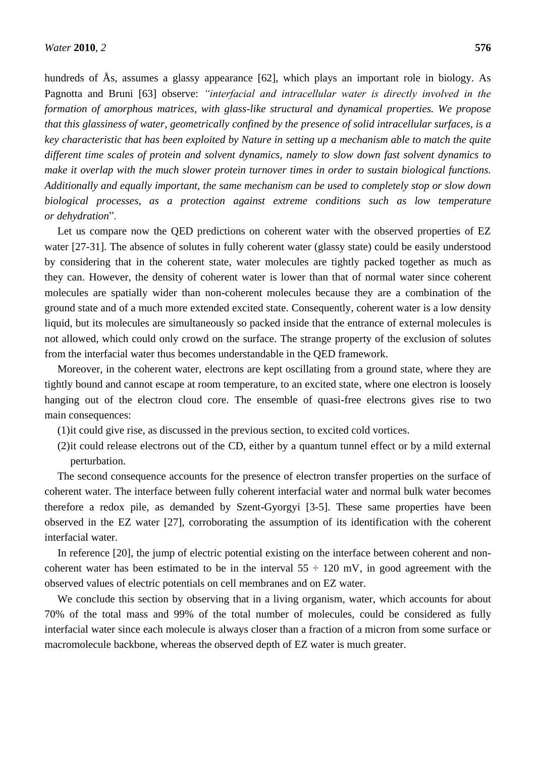hundreds of Ås, assumes a glassy appearance [62], which plays an important role in biology. As Pagnotta and Bruni [63] observe: *"interfacial and intracellular water is directly involved in the formation of amorphous matrices, with glass-like structural and dynamical properties. We propose that this glassiness of water, geometrically confined by the presence of solid intracellular surfaces, is a key characteristic that has been exploited by Nature in setting up a mechanism able to match the quite different time scales of protein and solvent dynamics, namely to slow down fast solvent dynamics to make it overlap with the much slower protein turnover times in order to sustain biological functions. Additionally and equally important, the same mechanism can be used to completely stop or slow down biological processes, as a protection against extreme conditions such as low temperature or dehydration*".

Let us compare now the QED predictions on coherent water with the observed properties of EZ water [27-31]. The absence of solutes in fully coherent water (glassy state) could be easily understood by considering that in the coherent state, water molecules are tightly packed together as much as they can. However, the density of coherent water is lower than that of normal water since coherent molecules are spatially wider than non-coherent molecules because they are a combination of the ground state and of a much more extended excited state. Consequently, coherent water is a low density liquid, but its molecules are simultaneously so packed inside that the entrance of external molecules is not allowed, which could only crowd on the surface. The strange property of the exclusion of solutes from the interfacial water thus becomes understandable in the QED framework.

Moreover, in the coherent water, electrons are kept oscillating from a ground state, where they are tightly bound and cannot escape at room temperature, to an excited state, where one electron is loosely hanging out of the electron cloud core. The ensemble of quasi-free electrons gives rise to two main consequences:

(1) it could give rise, as discussed in the previous section, to excited cold vortices.

(2) it could release electrons out of the CD, either by a quantum tunnel effect or by a mild external perturbation.

The second consequence accounts for the presence of electron transfer properties on the surface of coherent water. The interface between fully coherent interfacial water and normal bulk water becomes therefore a redox pile, as demanded by Szent-Gyorgyi [3-5]. These same properties have been observed in the EZ water [27], corroborating the assumption of its identification with the coherent interfacial water.

In reference [20], the jump of electric potential existing on the interface between coherent and non-coherent water has been estimated to be in the interval $55 \div 120$ mV, in good agreement with the observed values of electric potentials on cell membranes and on EZ water.

We conclude this section by observing that in a living organism, water, which accounts for about 70% of the total mass and 99% of the total number of molecules, could be considered as fully interfacial water since each molecule is always closer than a fraction of a micron from some surface or macromolecule backbone, whereas the observed depth of EZ water is much greater.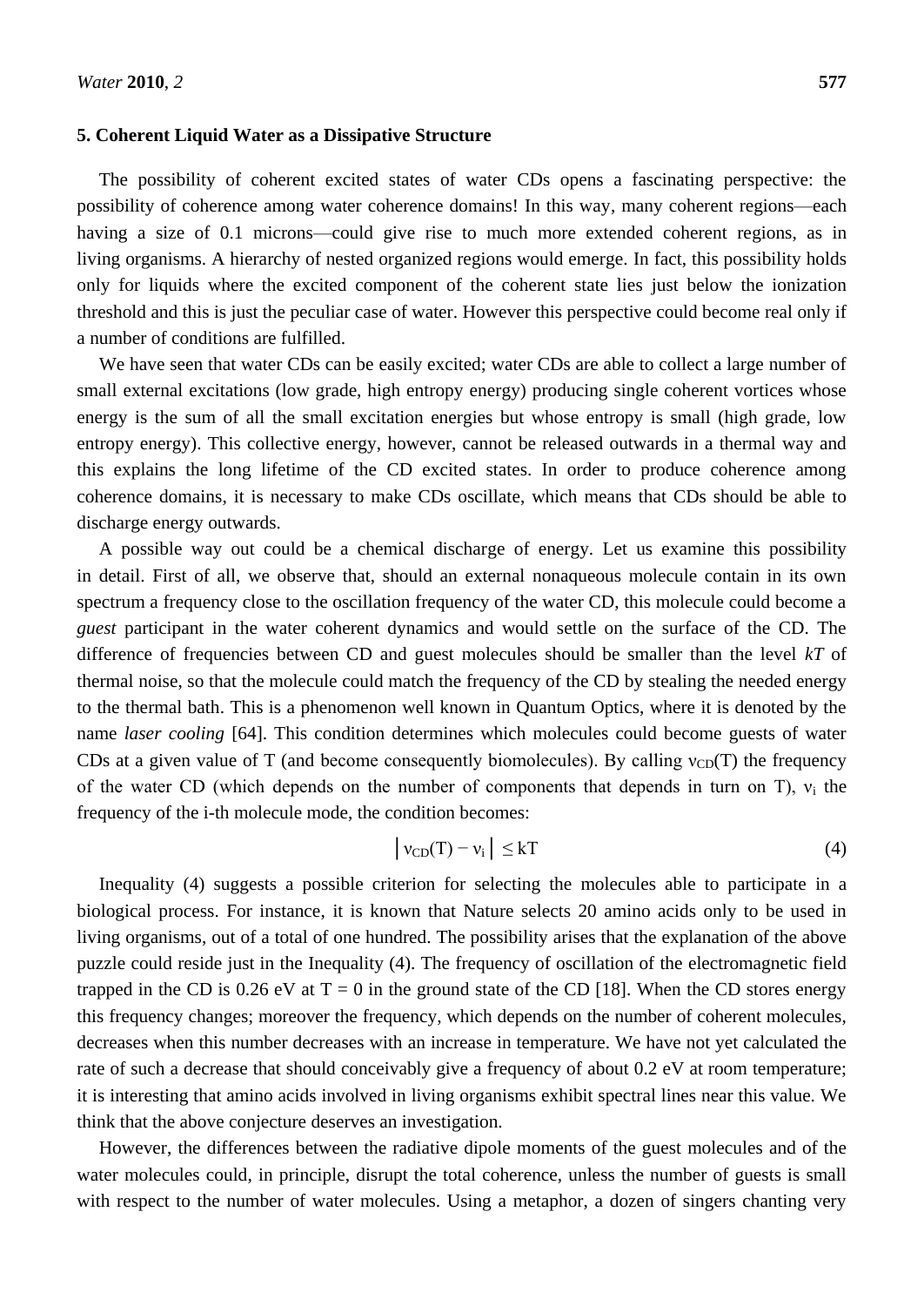## 5. Coherent Liquid Water as a Dissipative Structure

The possibility of coherent excited states of water CDs opens a fascinating perspective: the possibility of coherence among water coherence domains! In this way, many coherent regions—each having a size of 0.1 microns—could give rise to much more extended coherent regions, as in living organisms. A hierarchy of nested organized regions would emerge. In fact, this possibility holds only for liquids where the excited component of the coherent state lies just below the ionization threshold and this is just the peculiar case of water. However this perspective could become real only if a number of conditions are fulfilled.

We have seen that water CDs can be easily excited; water CDs are able to collect a large number of small external excitations (low grade, high entropy energy) producing single coherent vortices whose energy is the sum of all the small excitation energies but whose entropy is small (high grade, low entropy energy). This collective energy, however, cannot be released outwards in a thermal way and this explains the long lifetime of the CD excited states. In order to produce coherence among coherence domains, it is necessary to make CDs oscillate, which means that CDs should be able to discharge energy outwards.

A possible way out could be a chemical discharge of energy. Let us examine this possibility in detail. First of all, we observe that, should an external nonaqueous molecule contain in its own spectrum a frequency close to the oscillation frequency of the water CD, this molecule could become a *guest* participant in the water coherent dynamics and would settle on the surface of the CD. The difference of frequencies between CD and guest molecules should be smaller than the level $kT$ of thermal noise, so that the molecule could match the frequency of the CD by stealing the needed energy to the thermal bath. This is a phenomenon well known in Quantum Optics, where it is denoted by the name *laser cooling* [64]. This condition determines which molecules could become guests of water CDs at a given value of T (and become consequently biomolecules). By calling $\nu_{CD}(T)$ the frequency of the water CD (which depends on the number of components that depends in turn on T), $\nu_i$ the frequency of the i-th molecule mode, the condition becomes:

$$\left| \nu_{CD}(T) - \nu_i \right| \leq kT \tag{4}$$

Inequality (4) suggests a possible criterion for selecting the molecules able to participate in a biological process. For instance, it is known that Nature selects 20 amino acids only to be used in living organisms, out of a total of one hundred. The possibility arises that the explanation of the above puzzle could reside just in the Inequality (4). The frequency of oscillation of the electromagnetic field trapped in the CD is 0.26 eV at T = 0 in the ground state of the CD [18]. When the CD stores energy this frequency changes; moreover the frequency, which depends on the number of coherent molecules, decreases when this number decreases with an increase in temperature. We have not yet calculated the rate of such a decrease that should conceivably give a frequency of about 0.2 eV at room temperature; it is interesting that amino acids involved in living organisms exhibit spectral lines near this value. We think that the above conjecture deserves an investigation.

However, the differences between the radiative dipole moments of the guest molecules and of the water molecules could, in principle, disrupt the total coherence, unless the number of guests is small with respect to the number of water molecules. Using a metaphor, a dozen of singers chanting very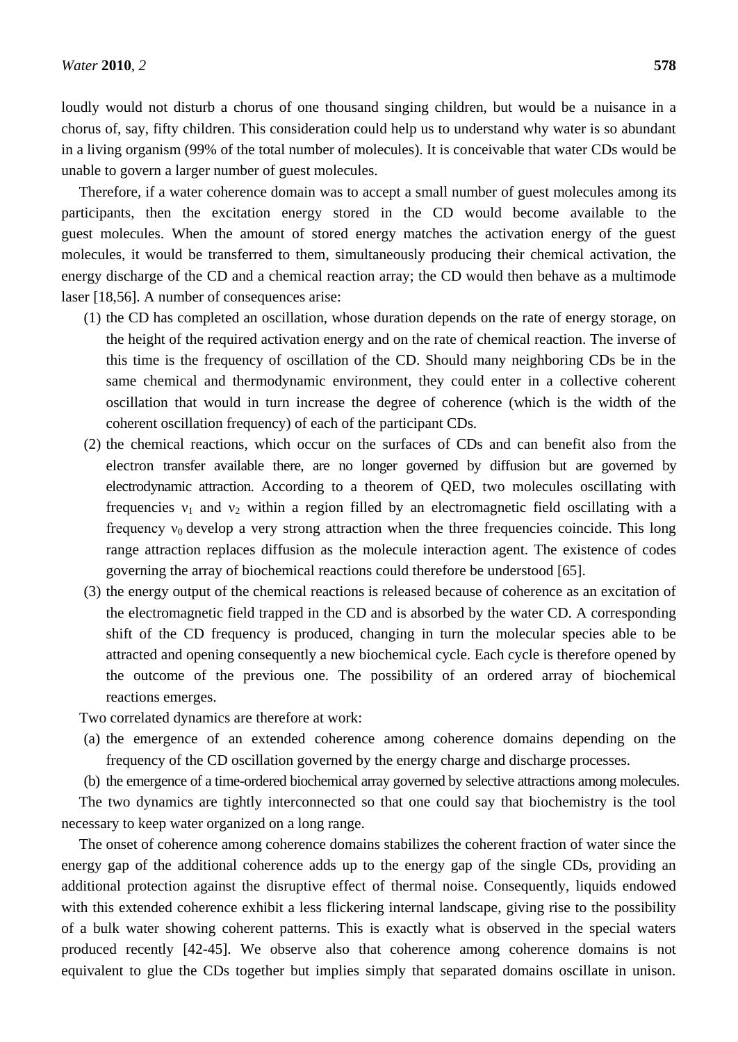loudly would not disturb a chorus of one thousand singing children, but would be a nuisance in a chorus of, say, fifty children. This consideration could help us to understand why water is so abundant in a living organism (99% of the total number of molecules). It is conceivable that water CDs would be unable to govern a larger number of guest molecules.

Therefore, if a water coherence domain was to accept a small number of guest molecules among its participants, then the excitation energy stored in the CD would become available to the guest molecules. When the amount of stored energy matches the activation energy of the guest molecules, it would be transferred to them, simultaneously producing their chemical activation, the energy discharge of the CD and a chemical reaction array; the CD would then behave as a multimode laser [18,56]. A number of consequences arise:

(1) the CD has completed an oscillation, whose duration depends on the rate of energy storage, on the height of the required activation energy and on the rate of chemical reaction. The inverse of this time is the frequency of oscillation of the CD. Should many neighboring CDs be in the same chemical and thermodynamic environment, they could enter in a collective coherent oscillation that would in turn increase the degree of coherence (which is the width of the coherent oscillation frequency) of each of the participant CDs.

(2) the chemical reactions, which occur on the surfaces of CDs and can benefit also from the electron transfer available there, are no longer governed by diffusion but are governed by electrodynamic attraction. According to a theorem of QED, two molecules oscillating with frequencies $\nu_1$ and $\nu_2$ within a region filled by an electromagnetic field oscillating with a frequency $\nu_0$ develop a very strong attraction when the three frequencies coincide. This long range attraction replaces diffusion as the molecule interaction agent. The existence of codes governing the array of biochemical reactions could therefore be understood [65].

(3) the energy output of the chemical reactions is released because of coherence as an excitation of the electromagnetic field trapped in the CD and is absorbed by the water CD. A corresponding shift of the CD frequency is produced, changing in turn the molecular species able to be attracted and opening consequently a new biochemical cycle. Each cycle is therefore opened by the outcome of the previous one. The possibility of an ordered array of biochemical reactions emerges.

Two correlated dynamics are therefore at work:

(a) the emergence of an extended coherence among coherence domains depending on the frequency of the CD oscillation governed by the energy charge and discharge processes.

(b) the emergence of a time-ordered biochemical array governed by selective attractions among molecules.

The two dynamics are tightly interconnected so that one could say that biochemistry is the tool necessary to keep water organized on a long range.

The onset of coherence among coherence domains stabilizes the coherent fraction of water since the energy gap of the additional coherence adds up to the energy gap of the single CDs, providing an additional protection against the disruptive effect of thermal noise. Consequently, liquids endowed with this extended coherence exhibit a less flickering internal landscape, giving rise to the possibility of a bulk water showing coherent patterns. This is exactly what is observed in the special waters produced recently [42-45]. We observe also that coherence among coherence domains is not equivalent to glue the CDs together but implies simply that separated domains oscillate in unison.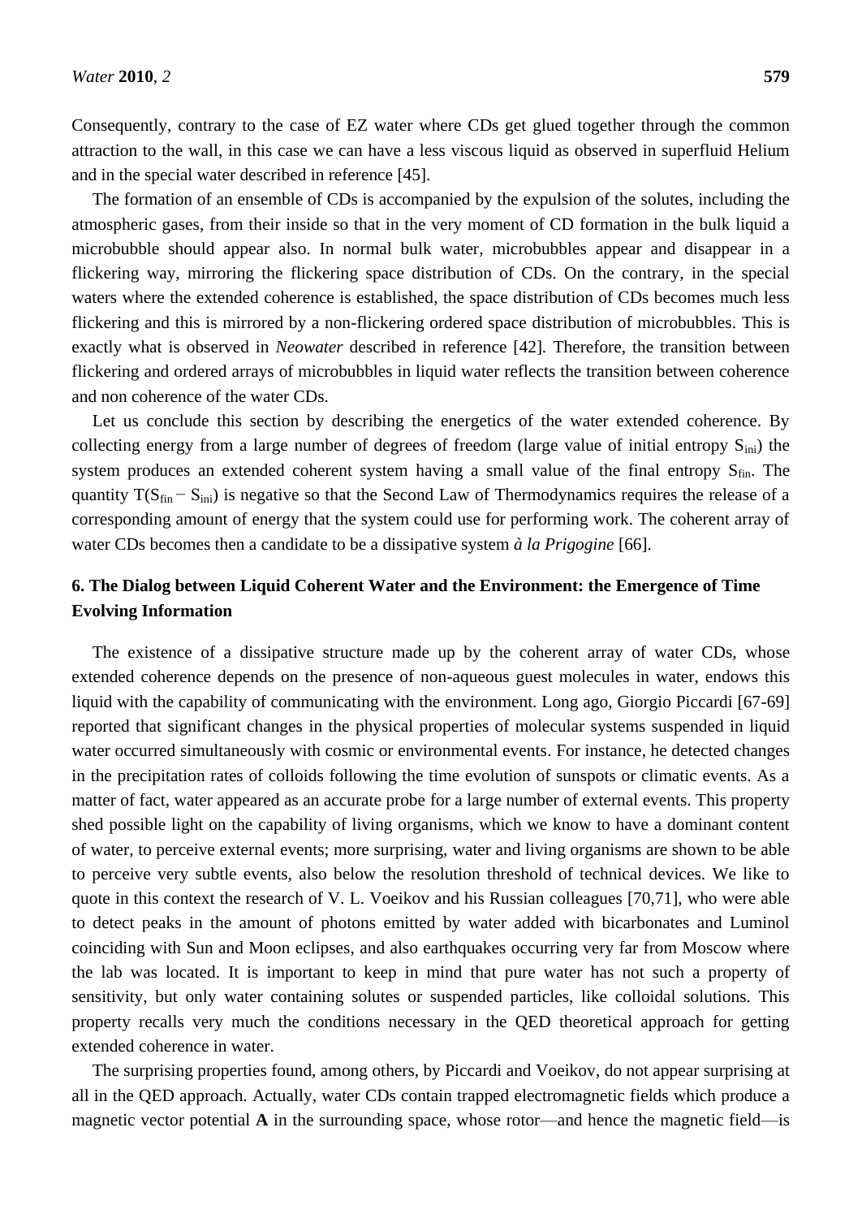Consequently, contrary to the case of EZ water where CDs get glued together through the common attraction to the wall, in this case we can have a less viscous liquid as observed in superfluid Helium and in the special water described in reference [45].

The formation of an ensemble of CDs is accompanied by the expulsion of the solutes, including the atmospheric gases, from their inside so that in the very moment of CD formation in the bulk liquid a microbubble should appear also. In normal bulk water, microbubbles appear and disappear in a flickering way, mirroring the flickering space distribution of CDs. On the contrary, in the special waters where the extended coherence is established, the space distribution of CDs becomes much less flickering and this is mirrored by a non-flickering ordered space distribution of microbubbles. This is exactly what is observed in *Neowater* described in reference [42]. Therefore, the transition between flickering and ordered arrays of microbubbles in liquid water reflects the transition between coherence and non coherence of the water CDs.

Let us conclude this section by describing the energetics of the water extended coherence. By collecting energy from a large number of degrees of freedom (large value of initial entropy $S_{ini}$) the system produces an extended coherent system having a small value of the final entropy $S_{fin}$. The quantity $T(S_{fin} - S_{ini})$ is negative so that the Second Law of Thermodynamics requires the release of a corresponding amount of energy that the system could use for performing work. The coherent array of water CDs becomes then a candidate to be a dissipative system *à la Prigogine* [66].

## 6. The Dialog between Liquid Coherent Water and the Environment: the Emergence of Time Evolving Information

The existence of a dissipative structure made up by the coherent array of water CDs, whose extended coherence depends on the presence of non-aqueous guest molecules in water, endows this liquid with the capability of communicating with the environment. Long ago, Giorgio Piccardi [67-69] reported that significant changes in the physical properties of molecular systems suspended in liquid water occurred simultaneously with cosmic or environmental events. For instance, he detected changes in the precipitation rates of colloids following the time evolution of sunspots or climatic events. As a matter of fact, water appeared as an accurate probe for a large number of external events. This property shed possible light on the capability of living organisms, which we know to have a dominant content of water, to perceive external events; more surprising, water and living organisms are shown to be able to perceive very subtle events, also below the resolution threshold of technical devices. We like to quote in this context the research of V. L. Voeikov and his Russian colleagues [70,71], who were able to detect peaks in the amount of photons emitted by water added with bicarbonates and Luminol coinciding with Sun and Moon eclipses, and also earthquakes occurring very far from Moscow where the lab was located. It is important to keep in mind that pure water has not such a property of sensitivity, but only water containing solutes or suspended particles, like colloidal solutions. This property recalls very much the conditions necessary in the QED theoretical approach for getting extended coherence in water.

The surprising properties found, among others, by Piccardi and Voeikov, do not appear surprising at all in the QED approach. Actually, water CDs contain trapped electromagnetic fields which produce a magnetic vector potential **A** in the surrounding space, whose rotor—and hence the magnetic field—is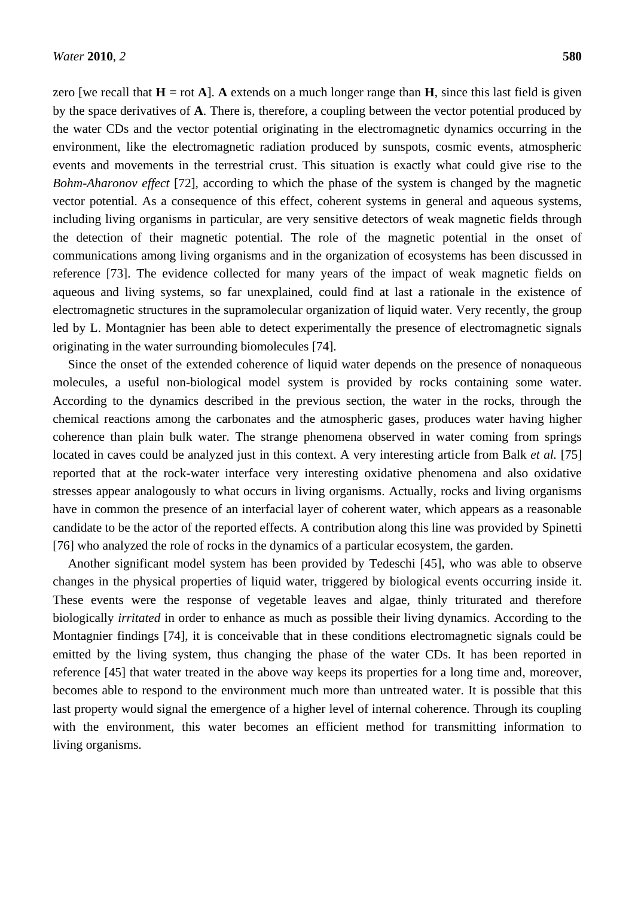zero [we recall that $\mathbf{H} = \text{rot}\,\mathbf{A}$]. $\mathbf{A}$ extends on a much longer range than $\mathbf{H}$, since this last field is given by the space derivatives of $\mathbf{A}$. There is, therefore, a coupling between the vector potential produced by the water CDs and the vector potential originating in the electromagnetic dynamics occurring in the environment, like the electromagnetic radiation produced by sunspots, cosmic events, atmospheric events and movements in the terrestrial crust. This situation is exactly what could give rise to the *Bohm-Aharonov effect* [72], according to which the phase of the system is changed by the magnetic vector potential. As a consequence of this effect, coherent systems in general and aqueous systems, including living organisms in particular, are very sensitive detectors of weak magnetic fields through the detection of their magnetic potential. The role of the magnetic potential in the onset of communications among living organisms and in the organization of ecosystems has been discussed in reference [73]. The evidence collected for many years of the impact of weak magnetic fields on aqueous and living systems, so far unexplained, could find at last a rationale in the existence of electromagnetic structures in the supramolecular organization of liquid water. Very recently, the group led by L. Montagnier has been able to detect experimentally the presence of electromagnetic signals originating in the water surrounding biomolecules [74].

Since the onset of the extended coherence of liquid water depends on the presence of nonaqueous molecules, a useful non-biological model system is provided by rocks containing some water. According to the dynamics described in the previous section, the water in the rocks, through the chemical reactions among the carbonates and the atmospheric gases, produces water having higher coherence than plain bulk water. The strange phenomena observed in water coming from springs located in caves could be analyzed just in this context. A very interesting article from Balk *et al.* [75] reported that at the rock-water interface very interesting oxidative phenomena and also oxidative stresses appear analogously to what occurs in living organisms. Actually, rocks and living organisms have in common the presence of an interfacial layer of coherent water, which appears as a reasonable candidate to be the actor of the reported effects. A contribution along this line was provided by Spinetti [76] who analyzed the role of rocks in the dynamics of a particular ecosystem, the garden.

Another significant model system has been provided by Tedeschi [45], who was able to observe changes in the physical properties of liquid water, triggered by biological events occurring inside it. These events were the response of vegetable leaves and algae, thinly triturated and therefore biologically *irritated* in order to enhance as much as possible their living dynamics. According to the Montagnier findings [74], it is conceivable that in these conditions electromagnetic signals could be emitted by the living system, thus changing the phase of the water CDs. It has been reported in reference [45] that water treated in the above way keeps its properties for a long time and, moreover, becomes able to respond to the environment much more than untreated water. It is possible that this last property would signal the emergence of a higher level of internal coherence. Through its coupling with the environment, this water becomes an efficient method for transmitting information to living organisms.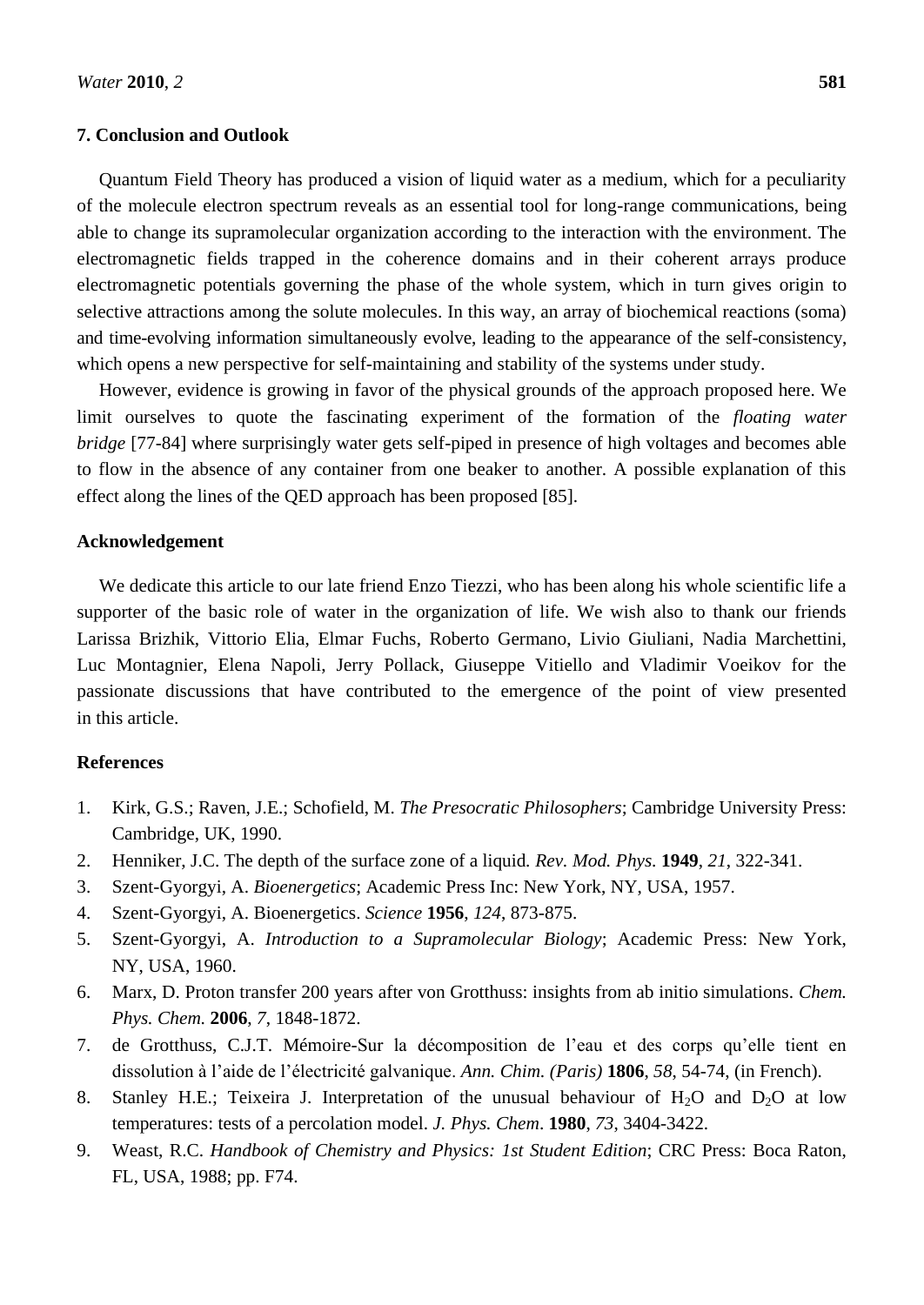## 7. Conclusion and Outlook

Quantum Field Theory has produced a vision of liquid water as a medium, which for a peculiarity of the molecule electron spectrum reveals as an essential tool for long-range communications, being able to change its supramolecular organization according to the interaction with the environment. The electromagnetic fields trapped in the coherence domains and in their coherent arrays produce electromagnetic potentials governing the phase of the whole system, which in turn gives origin to selective attractions among the solute molecules. In this way, an array of biochemical reactions (soma) and time-evolving information simultaneously evolve, leading to the appearance of the self-consistency, which opens a new perspective for self-maintaining and stability of the systems under study.

However, evidence is growing in favor of the physical grounds of the approach proposed here. We limit ourselves to quote the fascinating experiment of the formation of the *floating water bridge* [77-84] where surprisingly water gets self-piped in presence of high voltages and becomes able to flow in the absence of any container from one beaker to another. A possible explanation of this effect along the lines of the QED approach has been proposed [85].

## Acknowledgement

We dedicate this article to our late friend Enzo Tiezzi, who has been along his whole scientific life a supporter of the basic role of water in the organization of life. We wish also to thank our friends Larissa Brizhik, Vittorio Elia, Elmar Fuchs, Roberto Germano, Livio Giuliani, Nadia Marchettini, Luc Montagnier, Elena Napoli, Jerry Pollack, Giuseppe Vitiello and Vladimir Voeikov for the passionate discussions that have contributed to the emergence of the point of view presented in this article.

## References

1. Kirk, G.S.; Raven, J.E.; Schofield, M. *The Presocratic Philosophers*; Cambridge University Press: Cambridge, UK, 1990.
2. Henniker, J.C. The depth of the surface zone of a liquid*. Rev. Mod. Phys.* **1949**, *21*, 322-341.
3. Szent-Gyorgyi, A. *Bioenergetics*; Academic Press Inc: New York, NY, USA, 1957.
4. Szent-Gyorgyi, A. Bioenergetics. *Science* **1956**, *124*, 873-875.
5. Szent-Gyorgyi, A. *Introduction to a Supramolecular Biology*; Academic Press: New York, NY, USA, 1960.
6. Marx, D. Proton transfer 200 years after von Grotthuss: insights from ab initio simulations. *Chem. Phys. Chem.* **2006**, *7*, 1848-1872.
7. de Grotthuss, C.J.T. Mémoire-Sur la décomposition de l'eau et des corps qu'elle tient en dissolution à l'aide de l'électricité galvanique. *Ann. Chim. (Paris)* **1806**, *58*, 54-74, (in French).
8. Stanley H.E.; Teixeira J. Interpretation of the unusual behaviour of $H_2O$ and $D_2O$ at low temperatures: tests of a percolation model. *J. Phys. Chem*. **1980**, *73*, 3404-3422.
9. Weast, R.C. *Handbook of Chemistry and Physics: 1st Student Edition*; CRC Press: Boca Raton, FL, USA, 1988; pp. F74.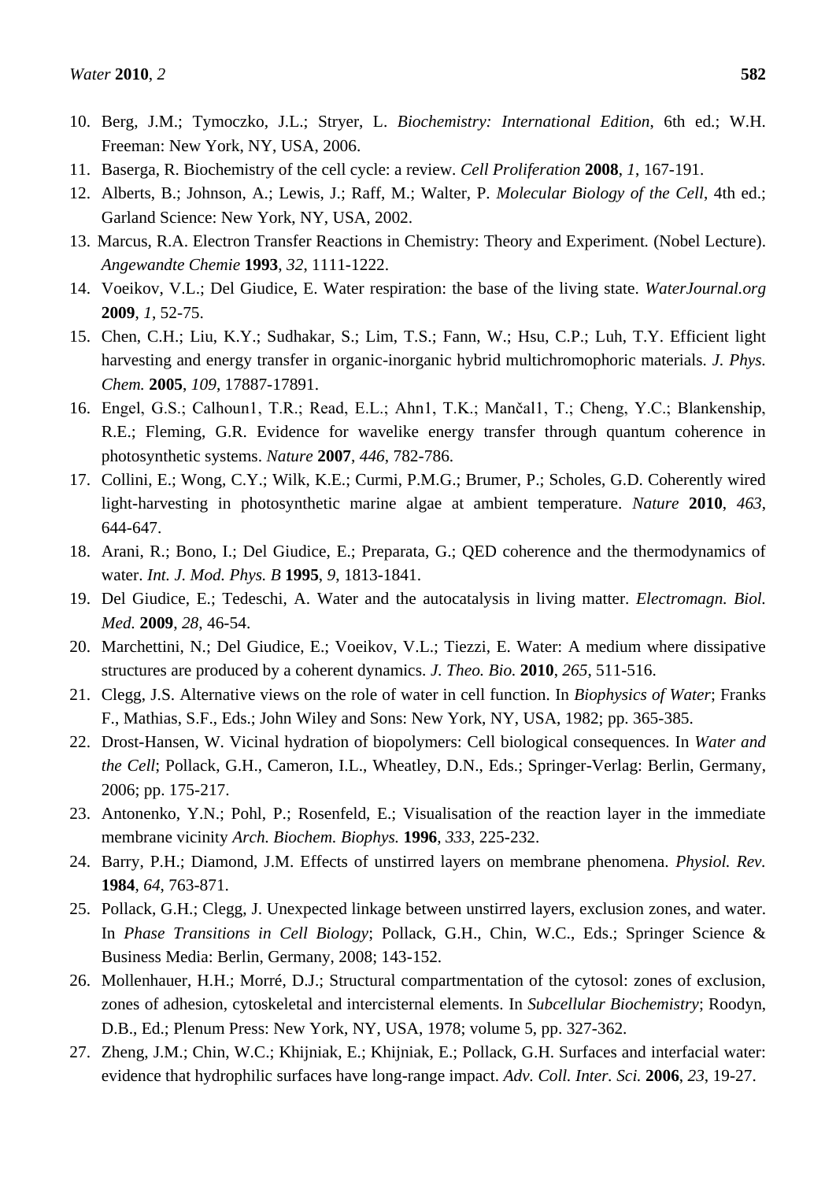10. Berg, J.M.; Tymoczko, J.L.; Stryer, L. *Biochemistry: International Edition*, 6th ed.; W.H. Freeman: New York, NY, USA, 2006.
11. Baserga, R. Biochemistry of the cell cycle: a review. *Cell Proliferation* **2008**, *1*, 167-191.
12. Alberts, B.; Johnson, A.; Lewis, J.; Raff, M.; Walter, P. *Molecular Biology of the Cell*, 4th ed.; Garland Science: New York, NY, USA, 2002.
13. Marcus, R.A. Electron Transfer Reactions in Chemistry: Theory and Experiment. (Nobel Lecture). *Angewandte Chemie* **1993**, *32*, 1111-1222.
14. Voeikov, V.L.; Del Giudice, E. Water respiration: the base of the living state. *WaterJournal.org* **2009**, *1*, 52-75.
15. Chen, C.H.; Liu, K.Y.; Sudhakar, S.; Lim, T.S.; Fann, W.; Hsu, C.P.; Luh, T.Y. Efficient light harvesting and energy transfer in organic-inorganic hybrid multichromophoric materials. *J. Phys. Chem.* **2005**, *109*, 17887-17891.
16. Engel, G.S.; Calhoun1, T.R.; Read, E.L.; Ahn1, T.K.; Mančal1, T.; Cheng, Y.C.; Blankenship, R.E.; Fleming, G.R. Evidence for wavelike energy transfer through quantum coherence in photosynthetic systems. *Nature* **2007**, *446*, 782-786.
17. Collini, E.; Wong, C.Y.; Wilk, K.E.; Curmi, P.M.G.; Brumer, P.; Scholes, G.D. Coherently wired light-harvesting in photosynthetic marine algae at ambient temperature. *Nature* **2010**, *463*, 644-647.
18. Arani, R.; Bono, I.; Del Giudice, E.; Preparata, G.; QED coherence and the thermodynamics of water. *Int. J. Mod. Phys. B* **1995**, *9*, 1813-1841.
19. Del Giudice, E.; Tedeschi, A. Water and the autocatalysis in living matter. *Electromagn. Biol. Med.* **2009**, *28*, 46-54.
20. Marchettini, N.; Del Giudice, E.; Voeikov, V.L.; Tiezzi, E. Water: A medium where dissipative structures are produced by a coherent dynamics. *J. Theo. Bio.* **2010**, *265*, 511-516.
21. Clegg, J.S. Alternative views on the role of water in cell function. In *Biophysics of Water*; Franks F., Mathias, S.F., Eds.; John Wiley and Sons: New York, NY, USA, 1982; pp. 365-385.
22. Drost-Hansen, W. Vicinal hydration of biopolymers: Cell biological consequences. In *Water and the Cell*; Pollack, G.H., Cameron, I.L., Wheatley, D.N., Eds.; Springer-Verlag: Berlin, Germany, 2006; pp. 175-217.
23. Antonenko, Y.N.; Pohl, P.; Rosenfeld, E.; Visualisation of the reaction layer in the immediate membrane vicinity *Arch. Biochem. Biophys.* **1996**, *333*, 225-232.
24. Barry, P.H.; Diamond, J.M. Effects of unstirred layers on membrane phenomena. *Physiol. Rev.* **1984**, *64*, 763-871.
25. Pollack, G.H.; Clegg, J. Unexpected linkage between unstirred layers, exclusion zones, and water. In *Phase Transitions in Cell Biology*; Pollack, G.H., Chin, W.C., Eds.; Springer Science & Business Media: Berlin, Germany, 2008; 143-152.
26. Mollenhauer, H.H.; Morré, D.J.; Structural compartmentation of the cytosol: zones of exclusion, zones of adhesion, cytoskeletal and intercisternal elements. In *Subcellular Biochemistry*; Roodyn, D.B., Ed.; Plenum Press: New York, NY, USA, 1978; volume 5, pp. 327-362.
27. Zheng, J.M.; Chin, W.C.; Khijniak, E.; Khijniak, E.; Pollack, G.H. Surfaces and interfacial water: evidence that hydrophilic surfaces have long-range impact. *Adv. Coll. Inter. Sci.* **2006**, *23*, 19-27.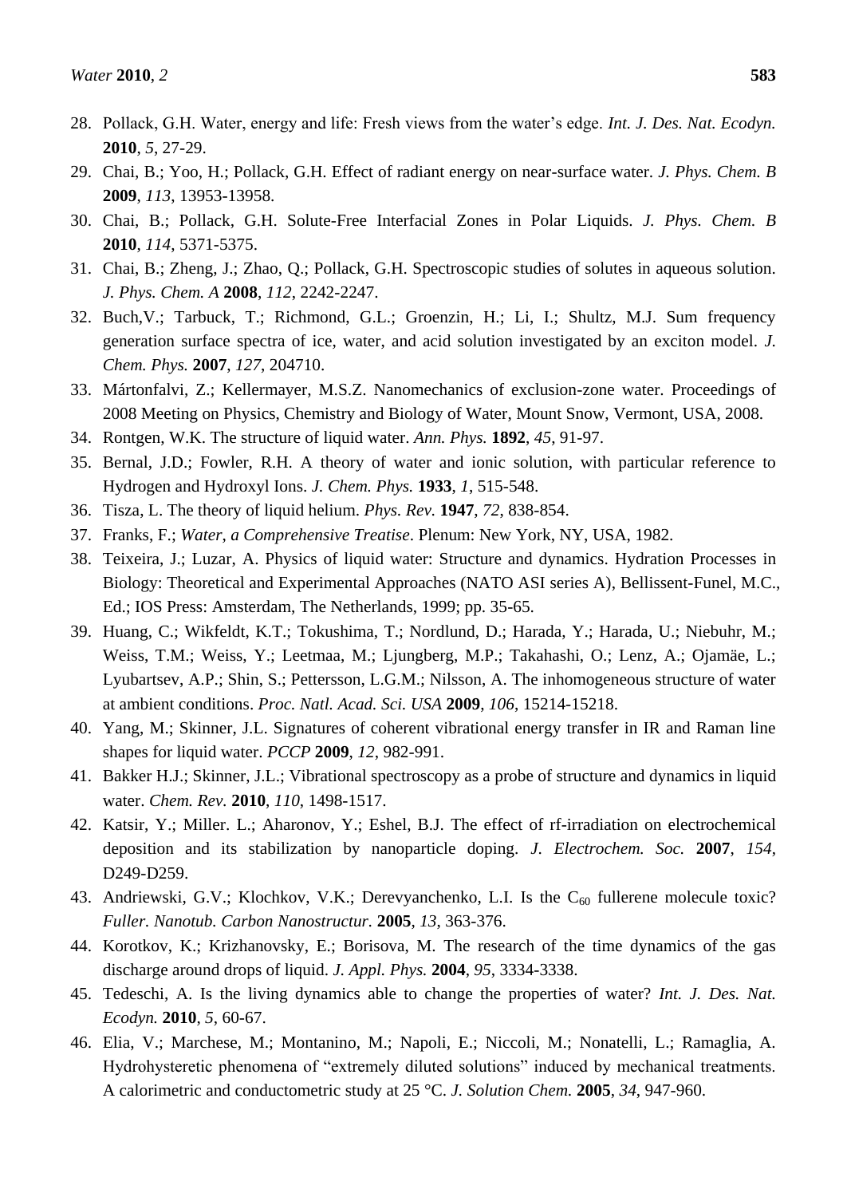28. Pollack, G.H. Water, energy and life: Fresh views from the water's edge. *Int. J. Des. Nat. Ecodyn.* **2010**, *5*, 27-29.
29. Chai, B.; Yoo, H.; Pollack, G.H. Effect of radiant energy on near-surface water. *J. Phys. Chem. B* **2009**, *113*, 13953-13958.
30. Chai, B.; Pollack, G.H. Solute-Free Interfacial Zones in Polar Liquids. *J. Phys. Chem. B* **2010**, *114*, 5371-5375.
31. Chai, B.; Zheng, J.; Zhao, Q.; Pollack, G.H. Spectroscopic studies of solutes in aqueous solution. *J. Phys. Chem. A* **2008**, *112*, 2242-2247.
32. Buch,V.; Tarbuck, T.; Richmond, G.L.; Groenzin, H.; Li, I.; Shultz, M.J. Sum frequency generation surface spectra of ice, water, and acid solution investigated by an exciton model. *J. Chem. Phys.* **2007**, *127*, 204710.
33. Mártonfalvi, Z.; Kellermayer, M.S.Z. Nanomechanics of exclusion-zone water. Proceedings of 2008 Meeting on Physics, Chemistry and Biology of Water, Mount Snow, Vermont, USA, 2008.
34. Rontgen, W.K. The structure of liquid water. *Ann. Phys.* **1892**, *45*, 91-97.
35. Bernal, J.D.; Fowler, R.H. A theory of water and ionic solution, with particular reference to Hydrogen and Hydroxyl Ions. *J. Chem. Phys.* **1933**, *1*, 515-548.
36. Tisza, L. The theory of liquid helium. *Phys. Rev.* **1947**, *72*, 838-854.
37. Franks, F.; *Water, a Comprehensive Treatise*. Plenum: New York, NY, USA, 1982.
38. Teixeira, J.; Luzar, A. Physics of liquid water: Structure and dynamics. Hydration Processes in Biology: Theoretical and Experimental Approaches (NATO ASI series A), Bellissent-Funel, M.C., Ed.; IOS Press: Amsterdam, The Netherlands, 1999; pp. 35-65.
39. Huang, C.; Wikfeldt, K.T.; Tokushima, T.; Nordlund, D.; Harada, Y.; Harada, U.; Niebuhr, M.; Weiss, T.M.; Weiss, Y.; Leetmaa, M.; Ljungberg, M.P.; Takahashi, O.; Lenz, A.; Ojamäe, L.; Lyubartsev, A.P.; Shin, S.; Pettersson, L.G.M.; Nilsson, A. The inhomogeneous structure of water at ambient conditions. *Proc. Natl. Acad. Sci. USA* **2009**, *106*, 15214-15218.
40. Yang, M.; Skinner, J.L. Signatures of coherent vibrational energy transfer in IR and Raman line shapes for liquid water. *PCCP* **2009**, *12*, 982-991.
41. Bakker H.J.; Skinner, J.L.; Vibrational spectroscopy as a probe of structure and dynamics in liquid water. *Chem. Rev.* **2010**, *110*, 1498-1517.
42. Katsir, Y.; Miller. L.; Aharonov, Y.; Eshel, B.J. The effect of rf-irradiation on electrochemical deposition and its stabilization by nanoparticle doping. *J. Electrochem. Soc.* **2007**, *154*, D249-D259.
43. Andriewski, G.V.; Klochkov, V.K.; Derevyanchenko, L.I. Is the $C_{60}$ fullerene molecule toxic? *Fuller. Nanotub. Carbon Nanostructur.* **2005**, *13*, 363-376.
44. Korotkov, K.; Krizhanovsky, E.; Borisova, M. The research of the time dynamics of the gas discharge around drops of liquid. *J. Appl. Phys.* **2004**, *95*, 3334-3338.
45. Tedeschi, A. Is the living dynamics able to change the properties of water? *Int. J. Des. Nat. Ecodyn.* **2010**, *5*, 60-67.
46. Elia, V.; Marchese, M.; Montanino, M.; Napoli, E.; Niccoli, M.; Nonatelli, L.; Ramaglia, A. Hydrohysteretic phenomena of "extremely diluted solutions" induced by mechanical treatments. A calorimetric and conductometric study at 25 °C. *J. Solution Chem.* **2005**, *34*, 947-960.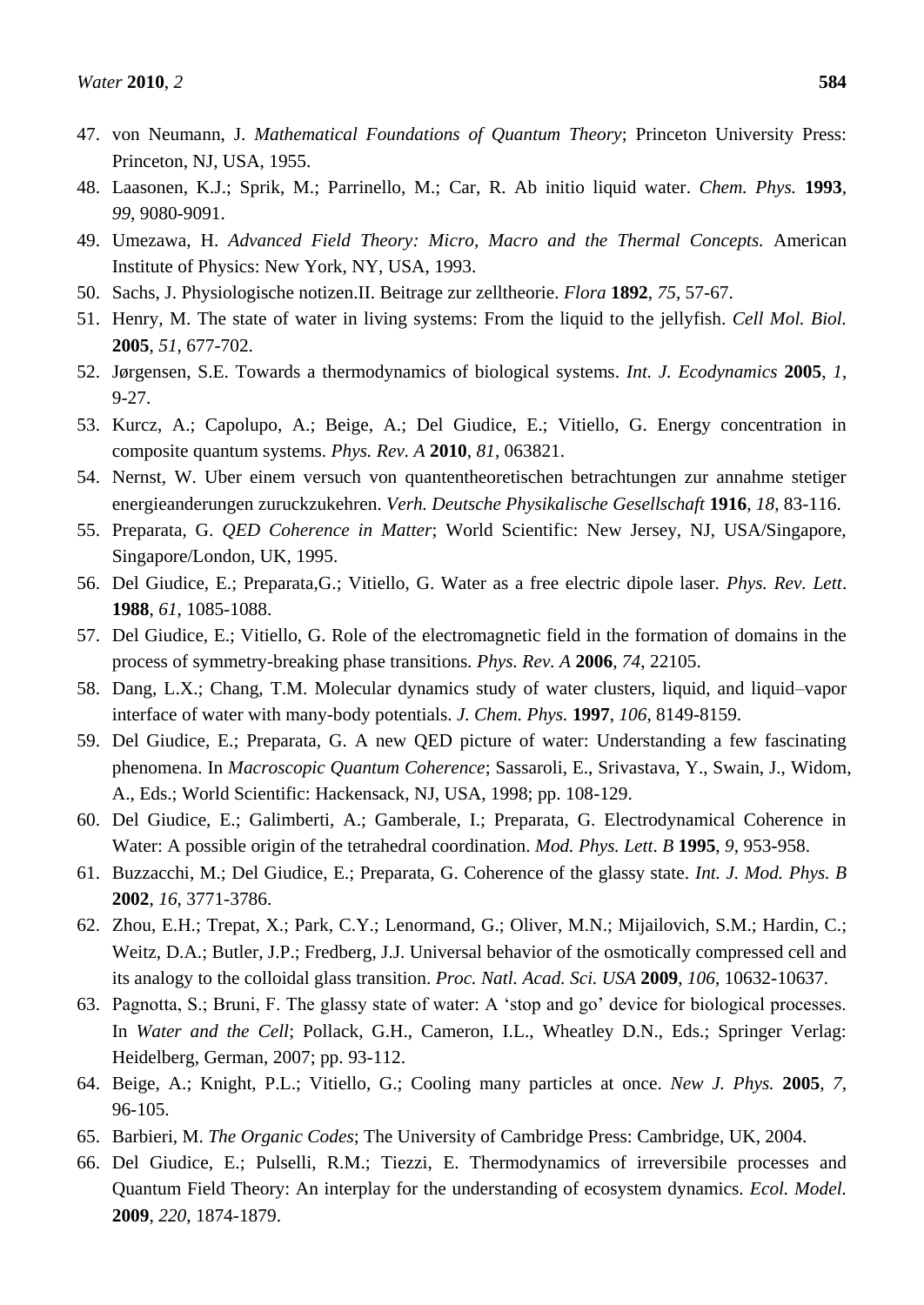47. von Neumann, J. *Mathematical Foundations of Quantum Theory*; Princeton University Press: Princeton, NJ, USA, 1955.
48. Laasonen, K.J.; Sprik, M.; Parrinello, M.; Car, R. Ab initio liquid water. *Chem. Phys.* **1993**, *99*, 9080-9091.
49. Umezawa, H. *Advanced Field Theory: Micro, Macro and the Thermal Concepts*. American Institute of Physics: New York, NY, USA, 1993.
50. Sachs, J. Physiologische notizen.II. Beitrage zur zelltheorie. *Flora* **1892**, *75*, 57-67.
51. Henry, M. The state of water in living systems: From the liquid to the jellyfish. *Cell Mol. Biol.* **2005**, *51*, 677-702.
52. Jørgensen, S.E. Towards a thermodynamics of biological systems. *Int. J. Ecodynamics* **2005**, *1*, 9-27.
53. Kurcz, A.; Capolupo, A.; Beige, A.; Del Giudice, E.; Vitiello, G. Energy concentration in composite quantum systems. *Phys. Rev. A* **2010**, *81*, 063821.
54. Nernst, W. Uber einem versuch von quantentheoretischen betrachtungen zur annahme stetiger energieanderungen zuruckzukehren. *Verh. Deutsche Physikalische Gesellschaft* **1916**, *18*, 83-116.
55. Preparata, G. *QED Coherence in Matter*; World Scientific: New Jersey, NJ, USA/Singapore, Singapore/London, UK, 1995.
56. Del Giudice, E.; Preparata,G.; Vitiello, G. Water as a free electric dipole laser. *Phys. Rev. Lett*. **1988**, *61*, 1085-1088.
57. Del Giudice, E.; Vitiello, G. Role of the electromagnetic field in the formation of domains in the process of symmetry-breaking phase transitions. *Phys. Rev. A* **2006**, *74*, 22105.
58. Dang, L.X.; Chang, T.M. Molecular dynamics study of water clusters, liquid, and liquid–vapor interface of water with many-body potentials. *J. Chem. Phys.* **1997**, *106*, 8149-8159.
59. Del Giudice, E.; Preparata, G. A new QED picture of water: Understanding a few fascinating phenomena. In *Macroscopic Quantum Coherence*; Sassaroli, E., Srivastava, Y., Swain, J., Widom, A., Eds.; World Scientific: Hackensack, NJ, USA, 1998; pp. 108-129.
60. Del Giudice, E.; Galimberti, A.; Gamberale, I.; Preparata, G. Electrodynamical Coherence in Water: A possible origin of the tetrahedral coordination. *Mod. Phys. Lett*. *B* **1995**, *9*, 953-958.
61. Buzzacchi, M.; Del Giudice, E.; Preparata, G. Coherence of the glassy state. *Int. J. Mod. Phys. B* **2002**, *16*, 3771-3786.
62. Zhou, E.H.; Trepat, X.; Park, C.Y.; Lenormand, G.; Oliver, M.N.; Mijailovich, S.M.; Hardin, C.; Weitz, D.A.; Butler, J.P.; Fredberg, J.J. Universal behavior of the osmotically compressed cell and its analogy to the colloidal glass transition. *Proc. Natl. Acad. Sci. USA* **2009**, *106*, 10632-10637.
63. Pagnotta, S.; Bruni, F. The glassy state of water: A 'stop and go' device for biological processes. In *Water and the Cell*; Pollack, G.H., Cameron, I.L., Wheatley D.N., Eds.; Springer Verlag: Heidelberg, German, 2007; pp. 93-112.
64. Beige, A.; Knight, P.L.; Vitiello, G.; Cooling many particles at once. *New J. Phys.* **2005**, *7*, 96-105.
65. Barbieri, M. *The Organic Codes*; The University of Cambridge Press: Cambridge, UK, 2004.
66. Del Giudice, E.; Pulselli, R.M.; Tiezzi, E. Thermodynamics of irreversibile processes and Quantum Field Theory: An interplay for the understanding of ecosystem dynamics. *Ecol. Model.* **2009**, *220*, 1874-1879.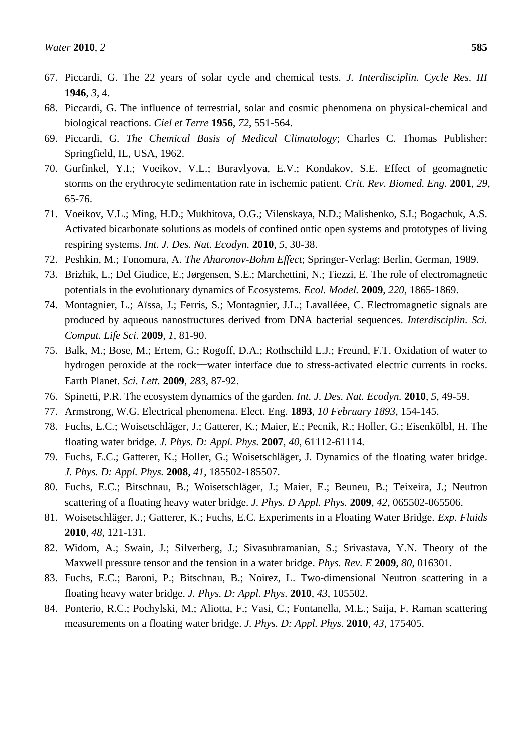67. Piccardi, G. The 22 years of solar cycle and chemical tests. *J. Interdisciplin. Cycle Res. III* **1946**, *3*, 4.
68. Piccardi, G. The influence of terrestrial, solar and cosmic phenomena on physical-chemical and biological reactions. *Ciel et Terre* **1956**, *72*, 551-564.
69. Piccardi, G. *The Chemical Basis of Medical Climatology*; Charles C. Thomas Publisher: Springfield, IL, USA, 1962.
70. Gurfinkel, Y.I.; Voeikov, V.L.; Buravlyova, E.V.; Kondakov, S.E. Effect of geomagnetic storms on the erythrocyte sedimentation rate in ischemic patient. *Crit. Rev. Biomed. Eng.* **2001**, *29*, 65-76.
71. Voeikov, V.L.; Ming, H.D.; Mukhitova, O.G.; Vilenskaya, N.D.; Malishenko, S.I.; Bogachuk, A.S. Activated bicarbonate solutions as models of confined ontic open systems and prototypes of living respiring systems. *Int. J. Des. Nat. Ecodyn.* **2010**, *5*, 30-38.
72. Peshkin, M.; Tonomura, A. *The Aharonov-Bohm Effect*; Springer-Verlag: Berlin, German, 1989.
73. Brizhik, L.; Del Giudice, E.; Jørgensen, S.E.; Marchettini, N.; Tiezzi, E. The role of electromagnetic potentials in the evolutionary dynamics of Ecosystems. *Ecol. Model.* **2009**, *220*, 1865-1869.
74. Montagnier, L.; Aïssa, J.; Ferris, S.; Montagnier, J.L.; Lavallée e, C. Electromagnetic signals are produced by aqueous nanostructures derived from DNA bacterial sequences. *Interdisciplin. Sci. Comput. Life Sci.* **2009**, *1*, 81-90.
75. Balk, M.; Bose, M.; Ertem, G.; Rogoff, D.A.; Rothschild L.J.; Freund, F.T. Oxidation of water to hydrogen peroxide at the rock—water interface due to stress-activated electric currents in rocks. Earth Planet. *Sci. Lett.* **2009**, *283*, 87-92.
76. Spinetti, P.R. The ecosystem dynamics of the garden. *Int. J. Des. Nat. Ecodyn.* **2010**, *5*, 49-59.
77. Armstrong, W.G. Electrical phenomena. Elect. Eng. **1893**, *10 February 1893*, 154-145.
78. Fuchs, E.C.; Woisetschläger, J.; Gatterer, K.; Maier, E.; Pecnik, R.; Holler, G.; Eisenkölbl, H. The floating water bridge. *J. Phys. D: Appl. Phys.* **2007**, *40*, 61112-61114.
79. Fuchs, E.C.; Gatterer, K.; Holler, G.; Woisetschläger, J. Dynamics of the floating water bridge. *J. Phys. D: Appl. Phys.* **2008**, *41*, 185502-185507.
80. Fuchs, E.C.; Bitschnau, B.; Woisetschläger, J.; Maier, E.; Beuneu, B.; Teixeira, J.; Neutron scattering of a floating heavy water bridge. *J. Phys. D Appl. Phys.* **2009**, *42*, 065502-065506.
81. Woisetschläger, J.; Gatterer, K.; Fuchs, E.C. Experiments in a Floating Water Bridge. *Exp. Fluids* **2010**, *48*, 121-131.
82. Widom, A.; Swain, J.; Silverberg, J.; Sivasubramanian, S.; Srivastava, Y.N. Theory of the Maxwell pressure tensor and the tension in a water bridge. *Phys. Rev. E* **2009**, *80*, 016301.
83. Fuchs, E.C.; Baroni, P.; Bitschnau, B.; Noirez, L. Two-dimensional Neutron scattering in a floating heavy water bridge. *J. Phys. D: Appl. Phys*. **2010**, *43*, 105502.
84. Ponterio, R.C.; Pochylski, M.; Aliotta, F.; Vasi, C.; Fontanella, M.E.; Saija, F. Raman scattering measurements on a floating water bridge. *J. Phys. D: Appl. Phys.* **2010**, *43*, 175405.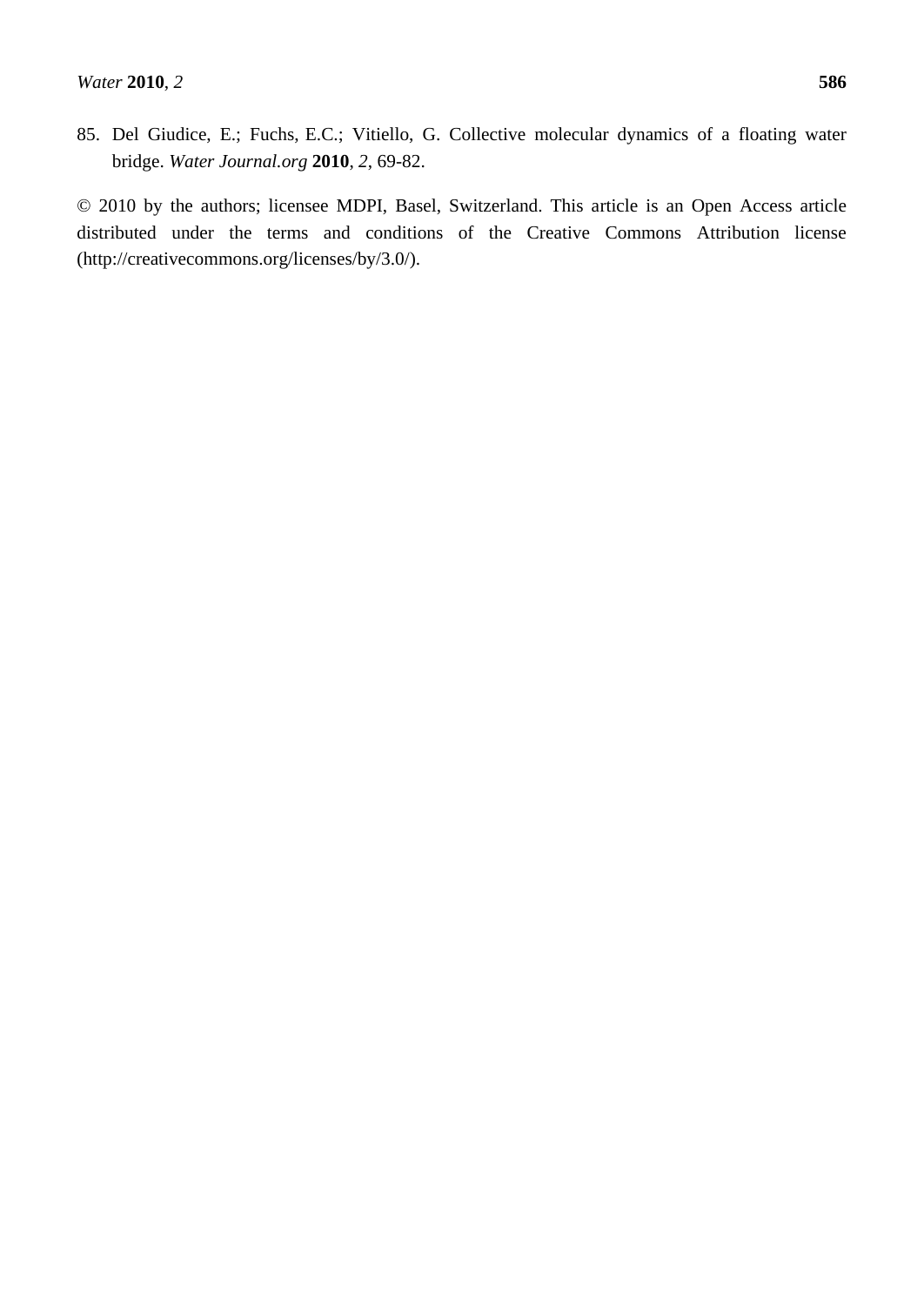85. Del Giudice, E.; Fuchs, E.C.; Vitiello, G. Collective molecular dynamics of a floating water bridge. *Water Journal.org* **2010**, *2*, 69-82.

© 2010 by the authors; licensee MDPI, Basel, Switzerland. This article is an Open Access article distributed under the terms and conditions of the Creative Commons Attribution license (http://creativecommons.org/licenses/by/3.0/).